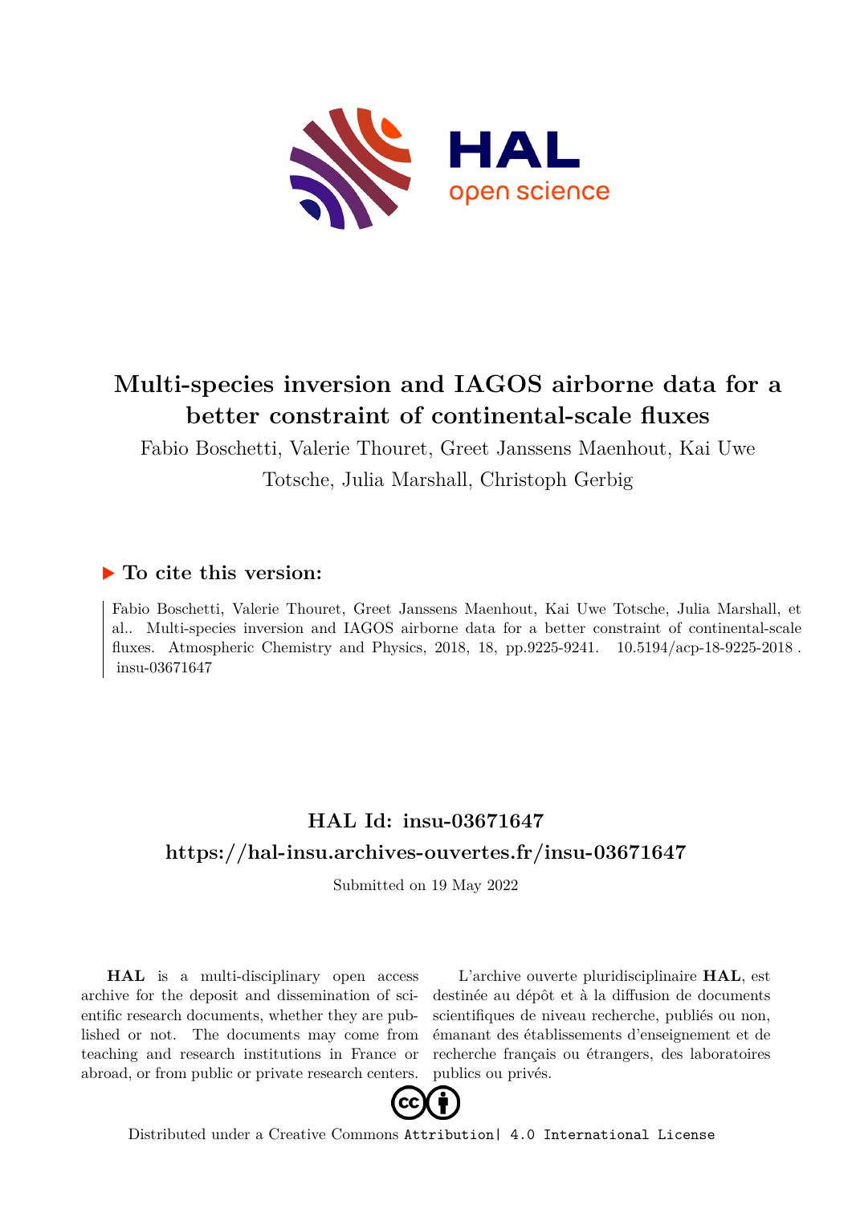# Multi-species inversion and IAGOS airborne data for a better constraint of continental-scale fluxes

Fabio Boschetti, Valerie Thouret, Greet Janssens Maenhout, Kai Uwe Totsche, Julia Marshall, Christoph Gerbig

## ▶ To cite this version:

Fabio Boschetti, Valerie Thouret, Greet Janssens Maenhout, Kai Uwe Totsche, Julia Marshall, et al.. Multi-species inversion and IAGOS airborne data for a better constraint of continental-scale fluxes. Atmospheric Chemistry and Physics, 2018, 18, pp.9225-9241. 10.5194/acp-18-9225-2018 . insu-03671647

## HAL Id: insu-03671647

## https://hal-insu.archives-ouvertes.fr/insu-03671647

Submitted on 19 May 2022

**HAL** is a multi-disciplinary open access archive for the deposit and dissemination of scientific research documents, whether they are published or not. The documents may come from teaching and research institutions in France or abroad, or from public or private research centers.

L'archive ouverte pluridisciplinaire **HAL**, est destinée au dépôt et à la diffusion de documents scientifiques de niveau recherche, publiés ou non, émanant des établissements d'enseignement et de recherche français ou étrangers, des laboratoires publics ou privés.

Distributed under a Creative Commons Attribution| 4.0 International License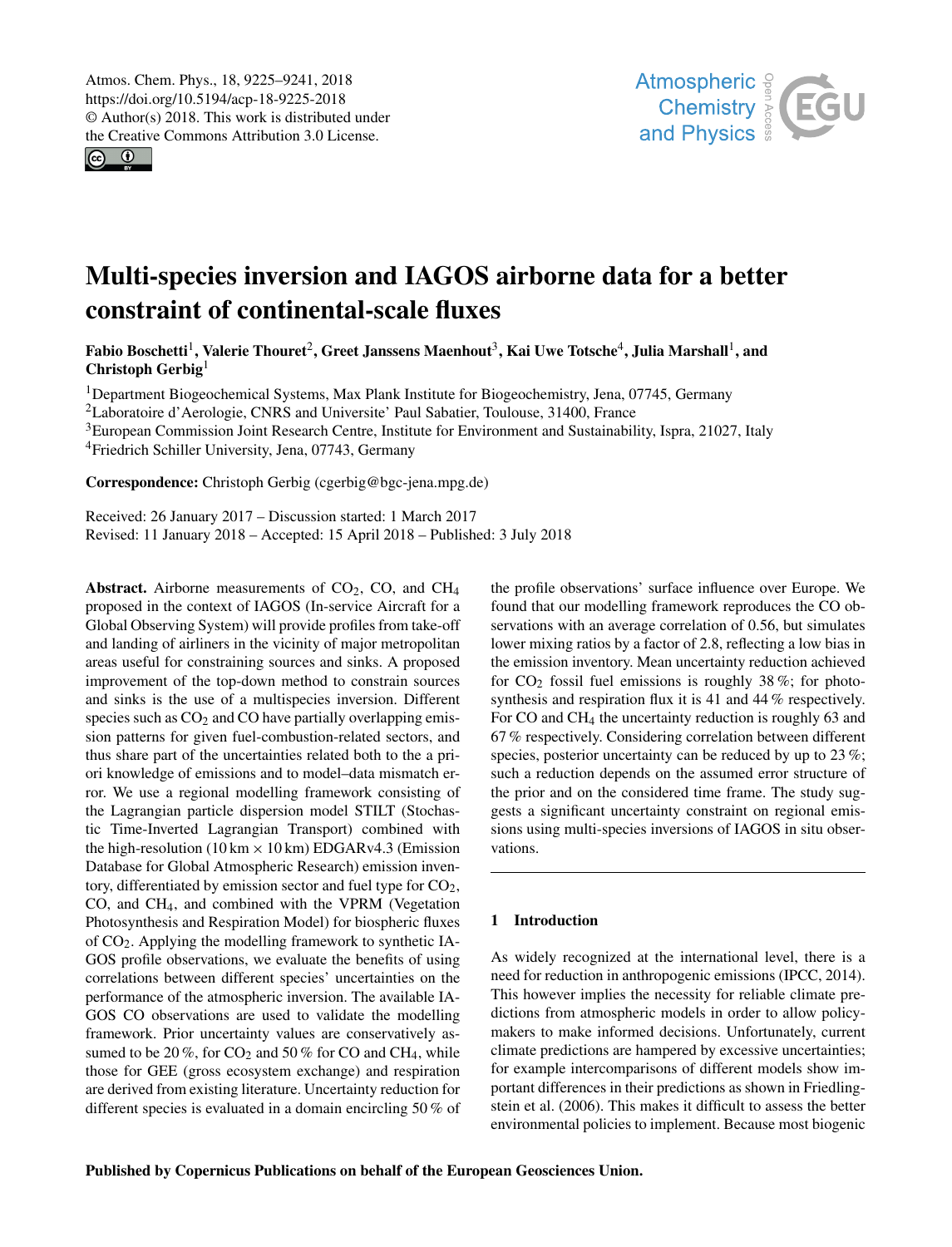# Multi-species inversion and IAGOS airborne data for a better constraint of continental-scale fluxes

**Fabio Boschetti[1], Valerie Thouret[2], Greet Janssens Maenhout[3], Kai Uwe Totsche[4], Julia Marshall[1], and Christoph Gerbig[1]**

[1]Department Biogeochemical Systems, Max Plank Institute for Biogeochemistry, Jena, 07745, Germany
[2]Laboratoire d'Aerologie, CNRS and Universite' Paul Sabatier, Toulouse, 31400, France
[3]European Commission Joint Research Centre, Institute for Environment and Sustainability, Ispra, 21027, Italy
[4]Friedrich Schiller University, Jena, 07743, Germany

**Correspondence:** Christoph Gerbig (cgerbig@bgc-jena.mpg.de)

Received: 26 January 2017 – Discussion started: 1 March 2017
Revised: 11 January 2018 – Accepted: 15 April 2018 – Published: 3 July 2018

**Abstract.** Airborne measurements of $CO_2$, CO, and $CH_4$ proposed in the context of IAGOS (In-service Aircraft for a Global Observing System) will provide profiles from take-off and landing of airliners in the vicinity of major metropolitan areas useful for constraining sources and sinks. A proposed improvement of the top-down method to constrain sources and sinks is the use of a multispecies inversion. Different species such as $CO_2$ and CO have partially overlapping emission patterns for given fuel-combustion-related sectors, and thus share part of the uncertainties related both to the a priori knowledge of emissions and to model–data mismatch error. We use a regional modelling framework consisting of the Lagrangian particle dispersion model STILT (Stochastic Time-Inverted Lagrangian Transport) combined with the high-resolution (10 km × 10 km) EDGARv4.3 (Emission Database for Global Atmospheric Research) emission inventory, differentiated by emission sector and fuel type for $CO_2$, CO, and $CH_4$, and combined with the VPRM (Vegetation Photosynthesis and Respiration Model) for biospheric fluxes of $CO_2$. Applying the modelling framework to synthetic IAGOS profile observations, we evaluate the benefits of using correlations between different species' uncertainties on the performance of the atmospheric inversion. The available IAGOS CO observations are used to validate the modelling framework. Prior uncertainty values are conservatively assumed to be 20 %, for $CO_2$ and 50 % for CO and $CH_4$, while those for GEE (gross ecosystem exchange) and respiration are derived from existing literature. Uncertainty reduction for different species is evaluated in a domain encircling 50 % of the profile observations' surface influence over Europe. We found that our modelling framework reproduces the CO observations with an average correlation of 0.56, but simulates lower mixing ratios by a factor of 2.8, reflecting a low bias in the emission inventory. Mean uncertainty reduction achieved for $CO_2$ fossil fuel emissions is roughly 38 %; for photosynthesis and respiration flux it is 41 and 44 % respectively. For CO and $CH_4$ the uncertainty reduction is roughly 63 and 67 % respectively. Considering correlation between different species, posterior uncertainty can be reduced by up to 23 %; such a reduction depends on the assumed error structure of the prior and on the considered time frame. The study suggests a significant uncertainty constraint on regional emissions using multi-species inversions of IAGOS in situ observations.

## 1 Introduction

As widely recognized at the international level, there is a need for reduction in anthropogenic emissions (IPCC, 2014). This however implies the necessity for reliable climate predictions from atmospheric models in order to allow policymakers to make informed decisions. Unfortunately, current climate predictions are hampered by excessive uncertainties; for example intercomparisons of different models show important differences in their predictions as shown in Friedlingstein et al. (2006). This makes it difficult to assess the better environmental policies to implement. Because most biogenic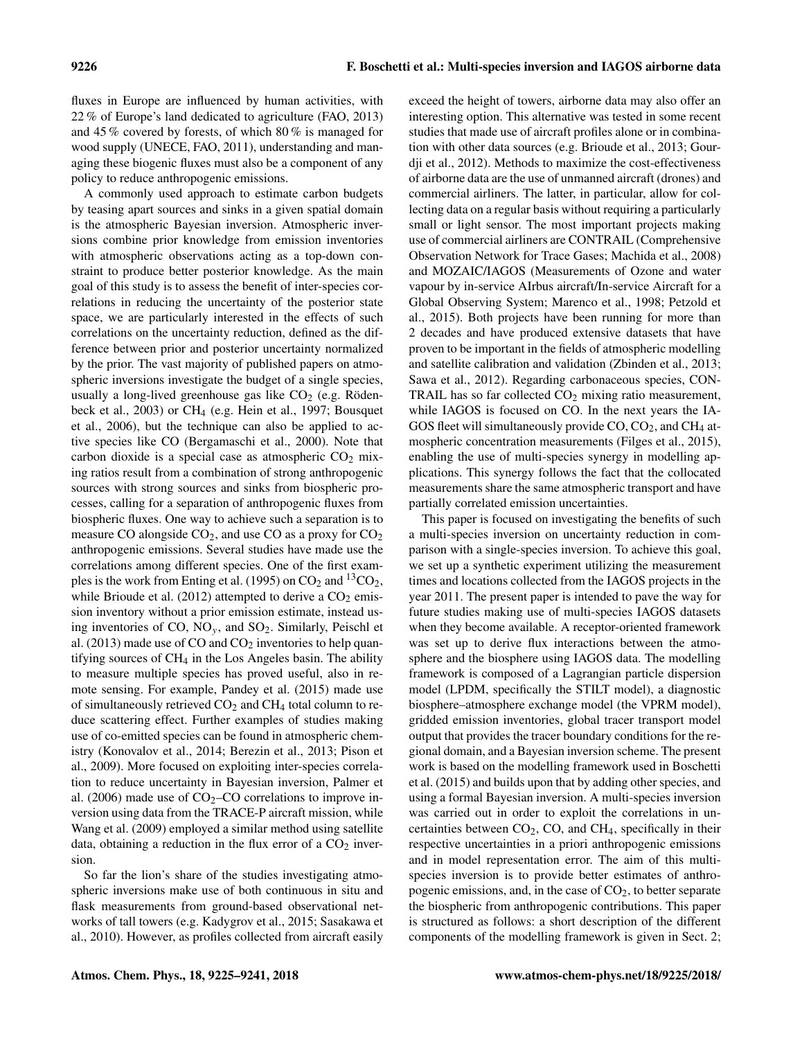fluxes in Europe are influenced by human activities, with 22 % of Europe's land dedicated to agriculture (FAO, 2013) and 45 % covered by forests, of which 80 % is managed for wood supply (UNECE, FAO, 2011), understanding and managing these biogenic fluxes must also be a component of any policy to reduce anthropogenic emissions.

A commonly used approach to estimate carbon budgets by teasing apart sources and sinks in a given spatial domain is the atmospheric Bayesian inversion. Atmospheric inversions combine prior knowledge from emission inventories with atmospheric observations acting as a top-down constraint to produce better posterior knowledge. As the main goal of this study is to assess the benefit of inter-species correlations in reducing the uncertainty of the posterior state space, we are particularly interested in the effects of such correlations on the uncertainty reduction, defined as the difference between prior and posterior uncertainty normalized by the prior. The vast majority of published papers on atmospheric inversions investigate the budget of a single species, usually a long-lived greenhouse gas like $CO_2$ (e.g. Rödenbeck et al., 2003) or $CH_4$ (e.g. Hein et al., 1997; Bousquet et al., 2006), but the technique can also be applied to active species like CO (Bergamaschi et al., 2000). Note that carbon dioxide is a special case as atmospheric $CO_2$ mixing ratios result from a combination of strong anthropogenic sources with strong sources and sinks from biospheric processes, calling for a separation of anthropogenic fluxes from biospheric fluxes. One way to achieve such a separation is to measure CO alongside $CO_2$, and use CO as a proxy for $CO_2$ anthropogenic emissions. Several studies have made use the correlations among different species. One of the first examples is the work from Enting et al. (1995) on $CO_2$ and $^{13}CO_2$, while Brioude et al. (2012) attempted to derive a $CO_2$ emission inventory without a prior emission estimate, instead using inventories of CO, $NO_y$, and $SO_2$. Similarly, Peischl et al. (2013) made use of CO and $CO_2$ inventories to help quantifying sources of $CH_4$ in the Los Angeles basin. The ability to measure multiple species has proved useful, also in remote sensing. For example, Pandey et al. (2015) made use of simultaneously retrieved $CO_2$ and $CH_4$ total column to reduce scattering effect. Further examples of studies making use of co-emitted species can be found in atmospheric chemistry (Konovalov et al., 2014; Berezin et al., 2013; Pison et al., 2009). More focused on exploiting inter-species correlation to reduce uncertainty in Bayesian inversion, Palmer et al. (2006) made use of $CO_2$–CO correlations to improve inversion using data from the TRACE-P aircraft mission, while Wang et al. (2009) employed a similar method using satellite data, obtaining a reduction in the flux error of a $CO_2$ inversion.

So far the lion's share of the studies investigating atmospheric inversions make use of both continuous in situ and flask measurements from ground-based observational networks of tall towers (e.g. Kadygrov et al., 2015; Sasakawa et al., 2010). However, as profiles collected from aircraft easily exceed the height of towers, airborne data may also offer an interesting option. This alternative was tested in some recent studies that made use of aircraft profiles alone or in combination with other data sources (e.g. Brioude et al., 2013; Gourdji et al., 2012). Methods to maximize the cost-effectiveness of airborne data are the use of unmanned aircraft (drones) and commercial airliners. The latter, in particular, allow for collecting data on a regular basis without requiring a particularly small or light sensor. The most important projects making use of commercial airliners are CONTRAIL (Comprehensive Observation Network for Trace Gases; Machida et al., 2008) and MOZAIC/IAGOS (Measurements of Ozone and water vapour by in-service AIrbus aircraft/In-service Aircraft for a Global Observing System; Marenco et al., 1998; Petzold et al., 2015). Both projects have been running for more than 2 decades and have produced extensive datasets that have proven to be important in the fields of atmospheric modelling and satellite calibration and validation (Zbinden et al., 2013; Sawa et al., 2012). Regarding carbonaceous species, CONTRAIL has so far collected $CO_2$ mixing ratio measurement, while IAGOS is focused on CO. In the next years the IAGOS fleet will simultaneously provide CO, $CO_2$, and $CH_4$ atmospheric concentration measurements (Filges et al., 2015), enabling the use of multi-species synergy in modelling applications. This synergy follows the fact that the collocated measurements share the same atmospheric transport and have partially correlated emission uncertainties.

This paper is focused on investigating the benefits of such a multi-species inversion on uncertainty reduction in comparison with a single-species inversion. To achieve this goal, we set up a synthetic experiment utilizing the measurement times and locations collected from the IAGOS projects in the year 2011. The present paper is intended to pave the way for future studies making use of multi-species IAGOS datasets when they become available. A receptor-oriented framework was set up to derive flux interactions between the atmosphere and the biosphere using IAGOS data. The modelling framework is composed of a Lagrangian particle dispersion model (LPDM, specifically the STILT model), a diagnostic biosphere–atmosphere exchange model (the VPRM model), gridded emission inventories, global tracer transport model output that provides the tracer boundary conditions for the regional domain, and a Bayesian inversion scheme. The present work is based on the modelling framework used in Boschetti et al. (2015) and builds upon that by adding other species, and using a formal Bayesian inversion. A multi-species inversion was carried out in order to exploit the correlations in uncertainties between $CO_2$, CO, and $CH_4$, specifically in their respective uncertainties in a priori anthropogenic emissions and in model representation error. The aim of this multi-species inversion is to provide better estimates of anthropogenic emissions, and, in the case of $CO_2$, to better separate the biospheric from anthropogenic contributions. This paper is structured as follows: a short description of the different components of the modelling framework is given in Sect. 2;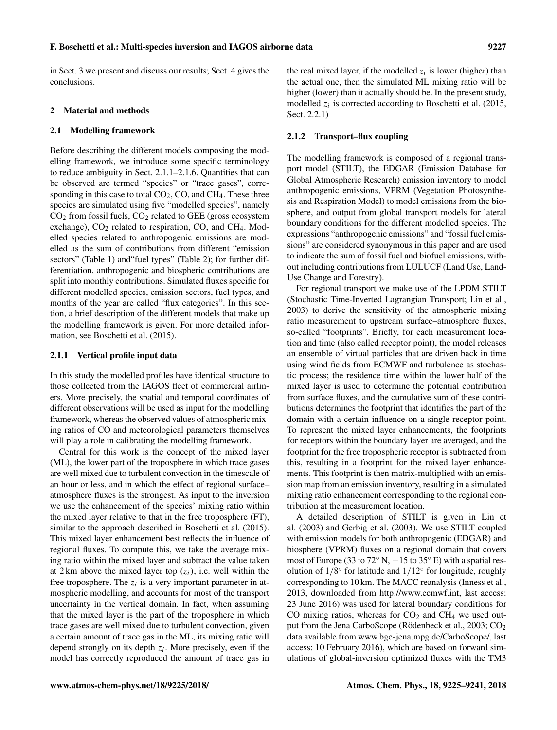in Sect. 3 we present and discuss our results; Sect. 4 gives the conclusions.

## 2 Material and methods

### 2.1 Modelling framework

Before describing the different models composing the modelling framework, we introduce some specific terminology to reduce ambiguity in Sect. 2.1.1–2.1.6. Quantities that can be observed are termed "species" or "trace gases", corresponding in this case to total $CO_2$, CO, and $CH_4$. These three species are simulated using five "modelled species", namely $CO_2$ from fossil fuels, $CO_2$ related to GEE (gross ecosystem exchange), $CO_2$ related to respiration, CO, and $CH_4$. Modelled species related to anthropogenic emissions are modelled as the sum of contributions from different "emission sectors" (Table 1) and"fuel types" (Table 2); for further differentiation, anthropogenic and biospheric contributions are split into monthly contributions. Simulated fluxes specific for different modelled species, emission sectors, fuel types, and months of the year are called "flux categories". In this section, a brief description of the different models that make up the modelling framework is given. For more detailed information, see Boschetti et al. (2015).

#### 2.1.1 Vertical profile input data

In this study the modelled profiles have identical structure to those collected from the IAGOS fleet of commercial airliners. More precisely, the spatial and temporal coordinates of different observations will be used as input for the modelling framework, whereas the observed values of atmospheric mixing ratios of CO and meteorological parameters themselves will play a role in calibrating the modelling framework.

Central for this work is the concept of the mixed layer (ML), the lower part of the troposphere in which trace gases are well mixed due to turbulent convection in the timescale of an hour or less, and in which the effect of regional surface–atmosphere fluxes is the strongest. As input to the inversion we use the enhancement of the species' mixing ratio within the mixed layer relative to that in the free troposphere (FT), similar to the approach described in Boschetti et al. (2015). This mixed layer enhancement best reflects the influence of regional fluxes. To compute this, we take the average mixing ratio within the mixed layer and subtract the value taken at 2 km above the mixed layer top ($z_i$), i.e. well within the free troposphere. The $z_i$ is a very important parameter in atmospheric modelling, and accounts for most of the transport uncertainty in the vertical domain. In fact, when assuming that the mixed layer is the part of the troposphere in which trace gases are well mixed due to turbulent convection, given a certain amount of trace gas in the ML, its mixing ratio will depend strongly on its depth $z_i$. More precisely, even if the model has correctly reproduced the amount of trace gas in the real mixed layer, if the modelled $z_i$ is lower (higher) than the actual one, then the simulated ML mixing ratio will be higher (lower) than it actually should be. In the present study, modelled $z_i$ is corrected according to Boschetti et al. (2015, Sect. 2.2.1)

#### 2.1.2 Transport–flux coupling

The modelling framework is composed of a regional transport model (STILT), the EDGAR (Emission Database for Global Atmospheric Research) emission inventory to model anthropogenic emissions, VPRM (Vegetation Photosynthesis and Respiration Model) to model emissions from the biosphere, and output from global transport models for lateral boundary conditions for the different modelled species. The expressions "anthropogenic emissions" and "fossil fuel emissions" are considered synonymous in this paper and are used to indicate the sum of fossil fuel and biofuel emissions, without including contributions from LULUCF (Land Use, Land-Use Change and Forestry).

For regional transport we make use of the LPDM STILT (Stochastic Time-Inverted Lagrangian Transport; Lin et al., 2003) to derive the sensitivity of the atmospheric mixing ratio measurement to upstream surface–atmosphere fluxes, so-called "footprints". Briefly, for each measurement location and time (also called receptor point), the model releases an ensemble of virtual particles that are driven back in time using wind fields from ECMWF and turbulence as stochastic process; the residence time within the lower half of the mixed layer is used to determine the potential contribution from surface fluxes, and the cumulative sum of these contributions determines the footprint that identifies the part of the domain with a certain influence on a single receptor point. To represent the mixed layer enhancements, the footprints for receptors within the boundary layer are averaged, and the footprint for the free tropospheric receptor is subtracted from this, resulting in a footprint for the mixed layer enhancements. This footprint is then matrix-multiplied with an emission map from an emission inventory, resulting in a simulated mixing ratio enhancement corresponding to the regional contribution at the measurement location.

A detailed description of STILT is given in Lin et al. (2003) and Gerbig et al. (2003). We use STILT coupled with emission models for both anthropogenic (EDGAR) and biosphere (VPRM) fluxes on a regional domain that covers most of Europe (33 to 72° N, −15 to 35° E) with a spatial resolution of 1/8° for latitude and 1/12° for longitude, roughly corresponding to 10 km. The MACC reanalysis (Inness et al., 2013, downloaded from http://www.ecmwf.int, last access: 23 June 2016) was used for lateral boundary conditions for CO mixing ratios, whereas for $CO_2$ and $CH_4$ we used output from the Jena CarboScope (Rödenbeck et al., 2003; $CO_2$ data available from www.bgc-jena.mpg.de/CarboScope/, last access: 10 February 2016), which are based on forward simulations of global-inversion optimized fluxes with the TM3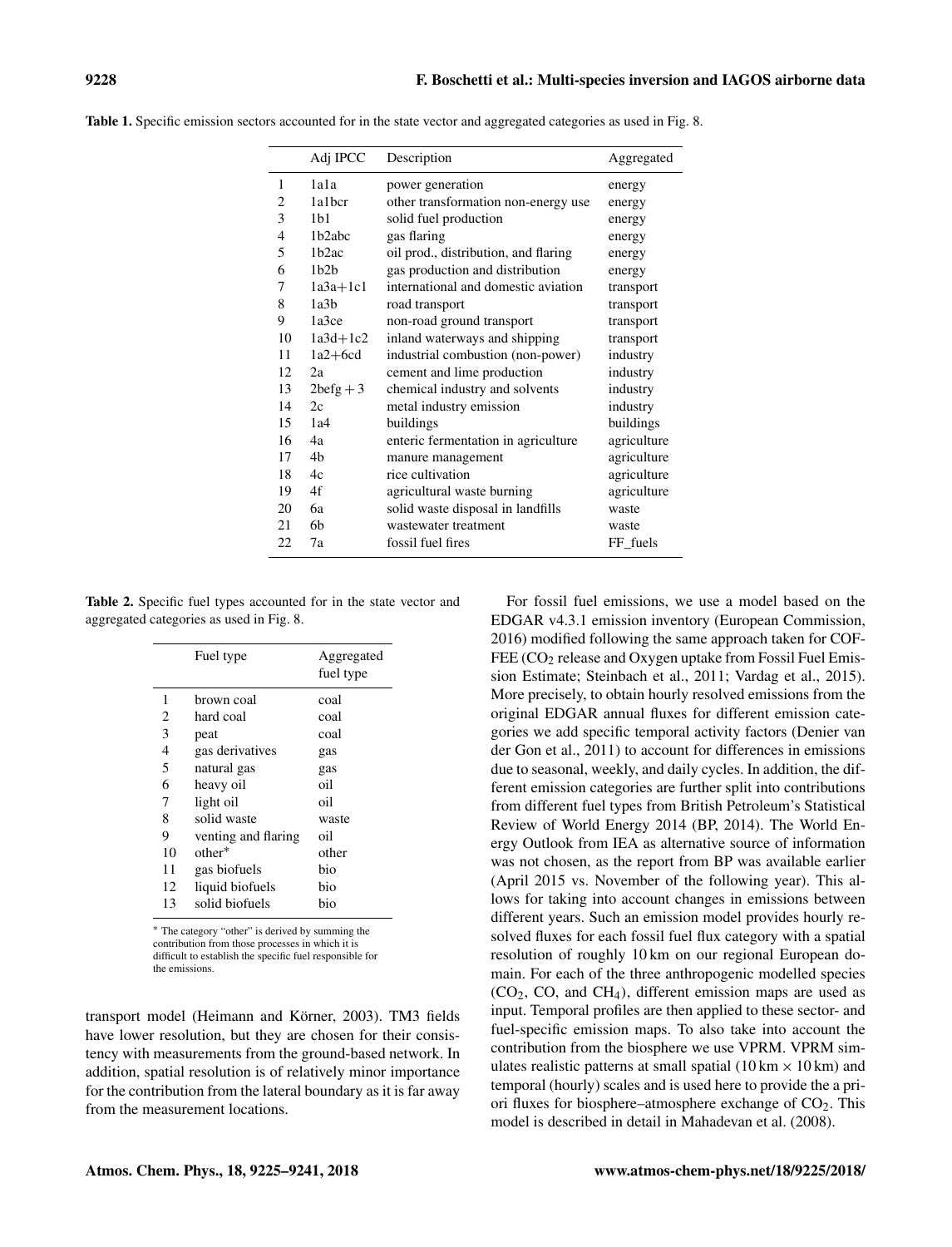Table 1. Specific emission sectors accounted for in the state vector and aggregated categories as used in Fig. 8.

| | Adj IPCC | Description | Aggregated |
|---|---|---|---|
| 1 | 1a1a | power generation | energy |
| 2 | 1a1bcr | other transformation non-energy use | energy |
| 3 | 1b1 | solid fuel production | energy |
| 4 | 1b2abc | gas flaring | energy |
| 5 | 1b2ac | oil prod., distribution, and flaring | energy |
| 6 | 1b2b | gas production and distribution | energy |
| 7 | 1a3a+1c1 | international and domestic aviation | transport |
| 8 | 1a3b | road transport | transport |
| 9 | 1a3ce | non-road ground transport | transport |
| 10 | 1a3d+1c2 | inland waterways and shipping | transport |
| 11 | 1a2+6cd | industrial combustion (non-power) | industry |
| 12 | 2a | cement and lime production | industry |
| 13 | 2befg + 3 | chemical industry and solvents | industry |
| 14 | 2c | metal industry emission | industry |
| 15 | 1a4 | buildings | buildings |
| 16 | 4a | enteric fermentation in agriculture | agriculture |
| 17 | 4b | manure management | agriculture |
| 18 | 4c | rice cultivation | agriculture |
| 19 | 4f | agricultural waste burning | agriculture |
| 20 | 6a | solid waste disposal in landfills | waste |
| 21 | 6b | wastewater treatment | waste |
| 22 | 7a | fossil fuel fires | FF_fuels |

Table 2. Specific fuel types accounted for in the state vector and aggregated categories as used in Fig. 8.

| | Fuel type | Aggregated fuel type |
|---|---|---|
| 1 | brown coal | coal |
| 2 | hard coal | coal |
| 3 | peat | coal |
| 4 | gas derivatives | gas |
| 5 | natural gas | gas |
| 6 | heavy oil | oil |
| 7 | light oil | oil |
| 8 | solid waste | waste |
| 9 | venting and flaring | oil |
| 10 | other* | other |
| 11 | gas biofuels | bio |
| 12 | liquid biofuels | bio |
| 13 | solid biofuels | bio |

* The category "other" is derived by summing the contribution from those processes in which it is difficult to establish the specific fuel responsible for the emissions.

transport model (Heimann and Körner, 2003). TM3 fields have lower resolution, but they are chosen for their consistency with measurements from the ground-based network. In addition, spatial resolution is of relatively minor importance for the contribution from the lateral boundary as it is far away from the measurement locations.

For fossil fuel emissions, we use a model based on the EDGAR v4.3.1 emission inventory (European Commission, 2016) modified following the same approach taken for COFFEE ($CO_2$ release and Oxygen uptake from Fossil Fuel Emission Estimate; Steinbach et al., 2011; Vardag et al., 2015). More precisely, to obtain hourly resolved emissions from the original EDGAR annual fluxes for different emission categories we add specific temporal activity factors (Denier van der Gon et al., 2011) to account for differences in emissions due to seasonal, weekly, and daily cycles. In addition, the different emission categories are further split into contributions from different fuel types from British Petroleum's Statistical Review of World Energy 2014 (BP, 2014). The World Energy Outlook from IEA as alternative source of information was not chosen, as the report from BP was available earlier (April 2015 vs. November of the following year). This allows for taking into account changes in emissions between different years. Such an emission model provides hourly resolved fluxes for each fossil fuel flux category with a spatial resolution of roughly 10 km on our regional European domain. For each of the three anthropogenic modelled species ($CO_2$, CO, and $CH_4$), different emission maps are used as input. Temporal profiles are then applied to these sector- and fuel-specific emission maps. To also take into account the contribution from the biosphere we use VPRM. VPRM simulates realistic patterns at small spatial ($10\,\text{km} \times 10\,\text{km}$) and temporal (hourly) scales and is used here to provide the a priori fluxes for biosphere–atmosphere exchange of $CO_2$. This model is described in detail in Mahadevan et al. (2008).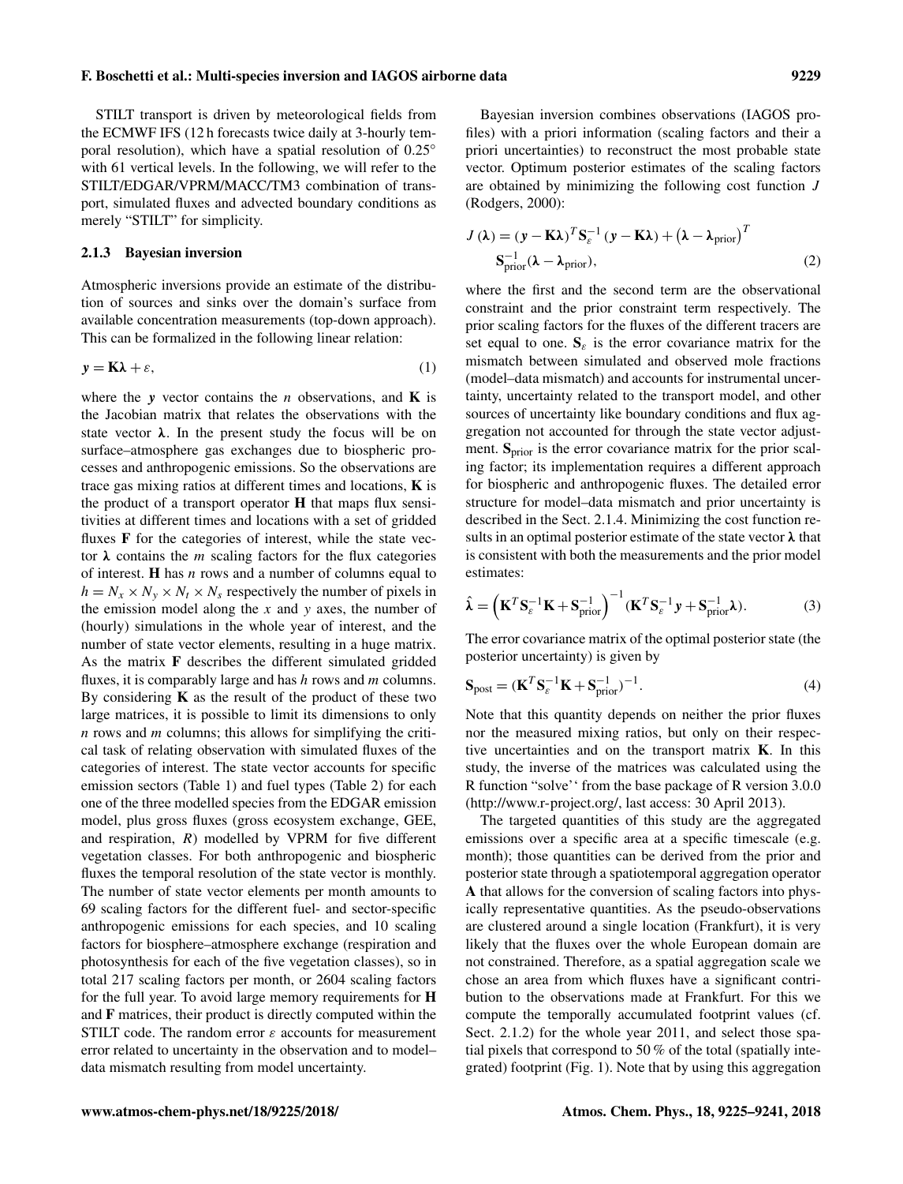STILT transport is driven by meteorological fields from the ECMWF IFS (12 h forecasts twice daily at 3-hourly temporal resolution), which have a spatial resolution of 0.25° with 61 vertical levels. In the following, we will refer to the STILT/EDGAR/VPRM/MACC/TM3 combination of transport, simulated fluxes and advected boundary conditions as merely "STILT" for simplicity.

### 2.1.3 Bayesian inversion

Atmospheric inversions provide an estimate of the distribution of sources and sinks over the domain's surface from available concentration measurements (top-down approach). This can be formalized in the following linear relation:

$$\boldsymbol{y} = \mathbf{K}\boldsymbol{\lambda} + \varepsilon, \tag{1}$$

where the $\boldsymbol{y}$ vector contains the $n$ observations, and $\mathbf{K}$ is the Jacobian matrix that relates the observations with the state vector $\boldsymbol{\lambda}$. In the present study the focus will be on surface–atmosphere gas exchanges due to biospheric processes and anthropogenic emissions. So the observations are trace gas mixing ratios at different times and locations, $\mathbf{K}$ is the product of a transport operator $\mathbf{H}$ that maps flux sensitivities at different times and locations with a set of gridded fluxes $\mathbf{F}$ for the categories of interest, while the state vector $\boldsymbol{\lambda}$ contains the $m$ scaling factors for the flux categories of interest. $\mathbf{H}$ has $n$ rows and a number of columns equal to $h = N_x \times N_y \times N_t \times N_s$ respectively the number of pixels in the emission model along the $x$ and $y$ axes, the number of (hourly) simulations in the whole year of interest, and the number of state vector elements, resulting in a huge matrix. As the matrix $\mathbf{F}$ describes the different simulated gridded fluxes, it is comparably large and has $h$ rows and $m$ columns. By considering $\mathbf{K}$ as the result of the product of these two large matrices, it is possible to limit its dimensions to only $n$ rows and $m$ columns; this allows for simplifying the critical task of relating observation with simulated fluxes of the categories of interest. The state vector accounts for specific emission sectors (Table 1) and fuel types (Table 2) for each one of the three modelled species from the EDGAR emission model, plus gross fluxes (gross ecosystem exchange, GEE, and respiration, $R$) modelled by VPRM for five different vegetation classes. For both anthropogenic and biospheric fluxes the temporal resolution of the state vector is monthly. The number of state vector elements per month amounts to 69 scaling factors for the different fuel- and sector-specific anthropogenic emissions for each species, and 10 scaling factors for biosphere–atmosphere exchange (respiration and photosynthesis for each of the five vegetation classes), so in total 217 scaling factors per month, or 2604 scaling factors for the full year. To avoid large memory requirements for $\mathbf{H}$ and $\mathbf{F}$ matrices, their product is directly computed within the STILT code. The random error $\varepsilon$ accounts for measurement error related to uncertainty in the observation and to model–data mismatch resulting from model uncertainty.

Bayesian inversion combines observations (IAGOS profiles) with a priori information (scaling factors and their a priori uncertainties) to reconstruct the most probable state vector. Optimum posterior estimates of the scaling factors are obtained by minimizing the following cost function $J$ (Rodgers, 2000):

$$J(\boldsymbol{\lambda}) = (\boldsymbol{y} - \mathbf{K}\boldsymbol{\lambda})^T \mathbf{S}_{\varepsilon}^{-1} (\boldsymbol{y} - \mathbf{K}\boldsymbol{\lambda}) + (\boldsymbol{\lambda} - \boldsymbol{\lambda}_{\text{prior}})^T \mathbf{S}_{\text{prior}}^{-1} (\boldsymbol{\lambda} - \boldsymbol{\lambda}_{\text{prior}}), \tag{2}$$

where the first and the second term are the observational constraint and the prior constraint term respectively. The prior scaling factors for the fluxes of the different tracers are set equal to one. $\mathbf{S}_{\varepsilon}$ is the error covariance matrix for the mismatch between simulated and observed mole fractions (model–data mismatch) and accounts for instrumental uncertainty, uncertainty related to the transport model, and other sources of uncertainty like boundary conditions and flux aggregation not accounted for through the state vector adjustment. $\mathbf{S}_{\text{prior}}$ is the error covariance matrix for the prior scaling factor; its implementation requires a different approach for biospheric and anthropogenic fluxes. The detailed error structure for model–data mismatch and prior uncertainty is described in the Sect. 2.1.4. Minimizing the cost function results in an optimal posterior estimate of the state vector $\boldsymbol{\lambda}$ that is consistent with both the measurements and the prior model estimates:

$$\hat{\boldsymbol{\lambda}} = \left(\mathbf{K}^T \mathbf{S}_{\varepsilon}^{-1} \mathbf{K} + \mathbf{S}_{\text{prior}}^{-1}\right)^{-1} (\mathbf{K}^T \mathbf{S}_{\varepsilon}^{-1} \boldsymbol{y} + \mathbf{S}_{\text{prior}}^{-1} \boldsymbol{\lambda}). \tag{3}$$

The error covariance matrix of the optimal posterior state (the posterior uncertainty) is given by

$$\mathbf{S}_{\text{post}} = (\mathbf{K}^T \mathbf{S}_{\varepsilon}^{-1} \mathbf{K} + \mathbf{S}_{\text{prior}}^{-1})^{-1}. \tag{4}$$

Note that this quantity depends on neither the prior fluxes nor the measured mixing ratios, but only on their respective uncertainties and on the transport matrix $\mathbf{K}$. In this study, the inverse of the matrices was calculated using the R function "solve'' from the base package of R version 3.0.0 (http://www.r-project.org/, last access: 30 April 2013).

The targeted quantities of this study are the aggregated emissions over a specific area at a specific timescale (e.g. month); those quantities can be derived from the prior and posterior state through a spatiotemporal aggregation operator $\mathbf{A}$ that allows for the conversion of scaling factors into physically representative quantities. As the pseudo-observations are clustered around a single location (Frankfurt), it is very likely that the fluxes over the whole European domain are not constrained. Therefore, as a spatial aggregation scale we chose an area from which fluxes have a significant contribution to the observations made at Frankfurt. For this we compute the temporally accumulated footprint values (cf. Sect. 2.1.2) for the whole year 2011, and select those spatial pixels that correspond to 50 % of the total (spatially integrated) footprint (Fig. 1). Note that by using this aggregation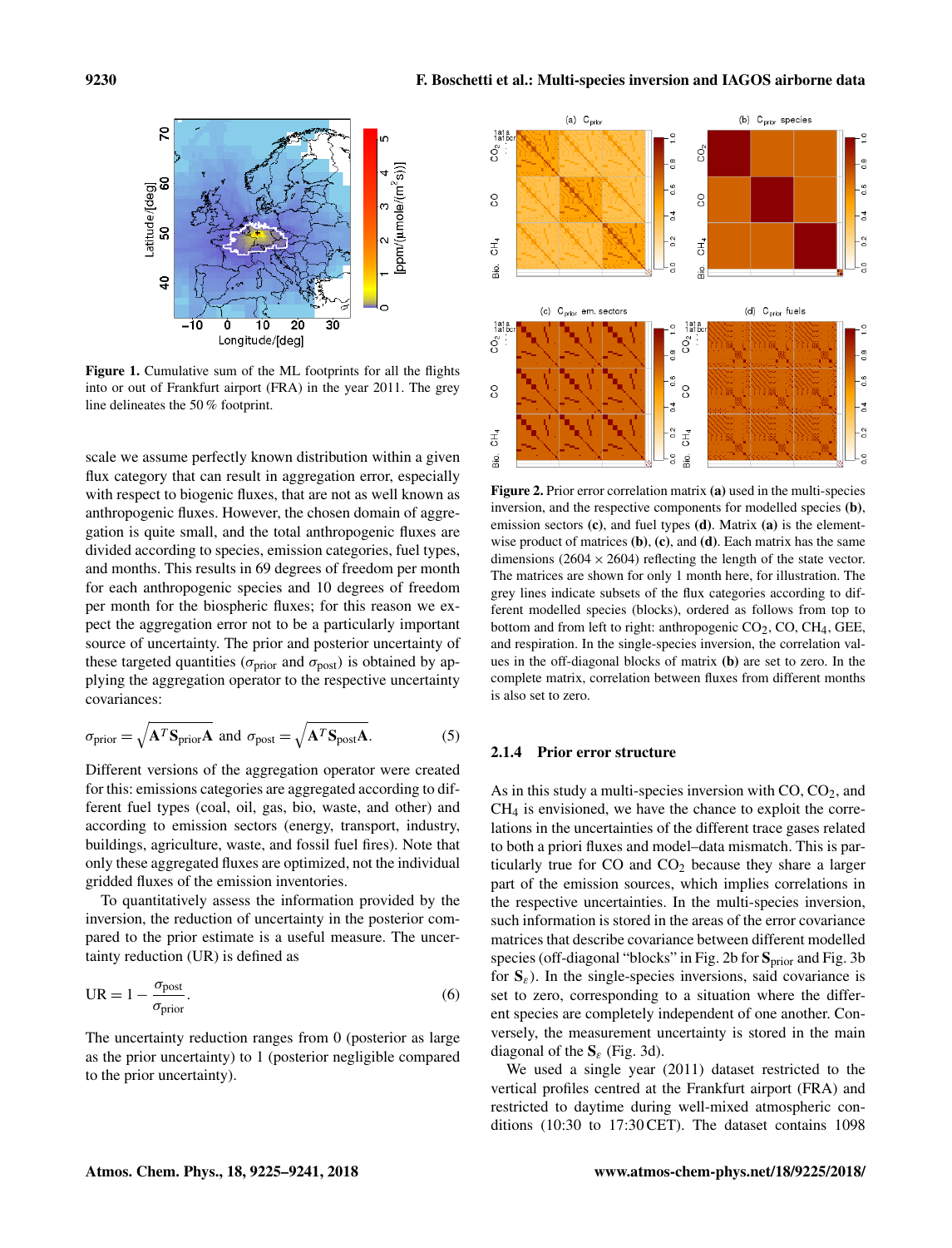Figure 1. Cumulative sum of the ML footprints for all the flights into or out of Frankfurt airport (FRA) in the year 2011. The grey line delineates the 50 % footprint.

scale we assume perfectly known distribution within a given flux category that can result in aggregation error, especially with respect to biogenic fluxes, that are not as well known as anthropogenic fluxes. However, the chosen domain of aggregation is quite small, and the total anthropogenic fluxes are divided according to species, emission categories, fuel types, and months. This results in 69 degrees of freedom per month for each anthropogenic species and 10 degrees of freedom per month for the biospheric fluxes; for this reason we expect the aggregation error not to be a particularly important source of uncertainty. The prior and posterior uncertainty of these targeted quantities ($\sigma_{\text{prior}}$ and $\sigma_{\text{post}}$) is obtained by applying the aggregation operator to the respective uncertainty covariances:

$$\sigma_{\text{prior}} = \sqrt{\mathbf{A}^T \mathbf{S}_{\text{prior}} \mathbf{A}} \text{ and } \sigma_{\text{post}} = \sqrt{\mathbf{A}^T \mathbf{S}_{\text{post}} \mathbf{A}}. \tag{5}$$

Different versions of the aggregation operator were created for this: emissions categories are aggregated according to different fuel types (coal, oil, gas, bio, waste, and other) and according to emission sectors (energy, transport, industry, buildings, agriculture, waste, and fossil fuel fires). Note that only these aggregated fluxes are optimized, not the individual gridded fluxes of the emission inventories.

To quantitatively assess the information provided by the inversion, the reduction of uncertainty in the posterior compared to the prior estimate is a useful measure. The uncertainty reduction (UR) is defined as

$$\text{UR} = 1 - \frac{\sigma_{\text{post}}}{\sigma_{\text{prior}}}. \tag{6}$$

The uncertainty reduction ranges from 0 (posterior as large as the prior uncertainty) to 1 (posterior negligible compared to the prior uncertainty).

Figure 2. Prior error correlation matrix **(a)** used in the multi-species inversion, and the respective components for modelled species **(b)**, emission sectors **(c)**, and fuel types **(d)**. Matrix **(a)** is the element-wise product of matrices **(b)**, **(c)**, and **(d)**. Each matrix has the same dimensions ($2604 \times 2604$) reflecting the length of the state vector. The matrices are shown for only 1 month here, for illustration. The grey lines indicate subsets of the flux categories according to different modelled species (blocks), ordered as follows from top to bottom and from left to right: anthropogenic $CO_2$, CO, $CH_4$, GEE, and respiration. In the single-species inversion, the correlation values in the off-diagonal blocks of matrix **(b)** are set to zero. In the complete matrix, correlation between fluxes from different months is also set to zero.

### 2.1.4 Prior error structure

As in this study a multi-species inversion with CO, $CO_2$, and $CH_4$ is envisioned, we have the chance to exploit the correlations in the uncertainties of the different trace gases related to both a priori fluxes and model–data mismatch. This is particularly true for CO and $CO_2$ because they share a larger part of the emission sources, which implies correlations in the respective uncertainties. In the multi-species inversion, such information is stored in the areas of the error covariance matrices that describe covariance between different modelled species (off-diagonal "blocks" in Fig. 2b for $\mathbf{S}_{\text{prior}}$ and Fig. 3b for $\mathbf{S}_{\varepsilon}$). In the single-species inversions, said covariance is set to zero, corresponding to a situation where the different species are completely independent of one another. Conversely, the measurement uncertainty is stored in the main diagonal of the $\mathbf{S}_{\varepsilon}$ (Fig. 3d).

We used a single year (2011) dataset restricted to the vertical profiles centred at the Frankfurt airport (FRA) and restricted to daytime during well-mixed atmospheric conditions (10:30 to 17:30 CET). The dataset contains 1098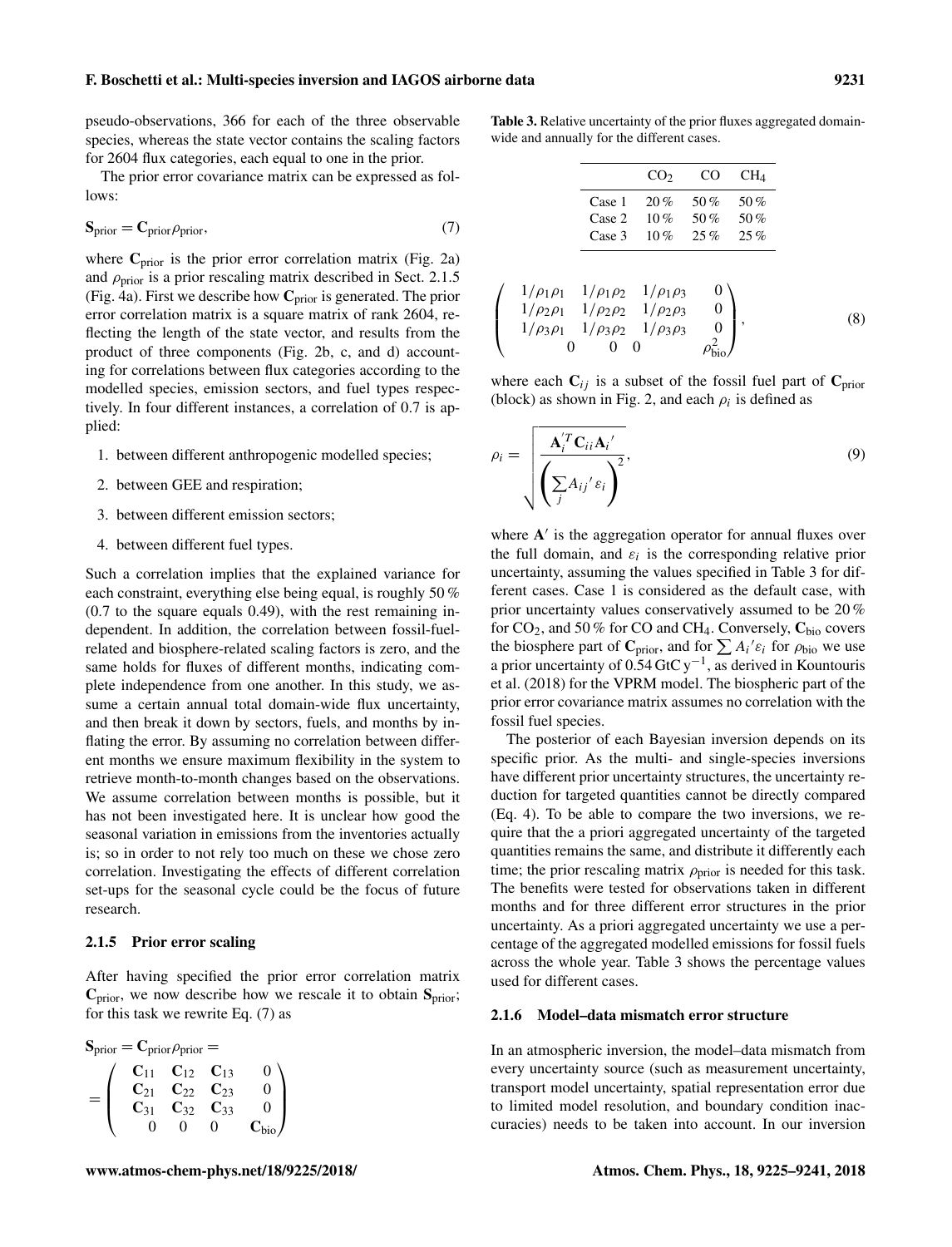pseudo-observations, 366 for each of the three observable species, whereas the state vector contains the scaling factors for 2604 flux categories, each equal to one in the prior.

The prior error covariance matrix can be expressed as follows:

$$\mathbf{S}_{\text{prior}} = \mathbf{C}_{\text{prior}} \rho_{\text{prior}}, \tag{7}$$

where $\mathbf{C}_{\text{prior}}$ is the prior error correlation matrix (Fig. 2a) and $\rho_{\text{prior}}$ is a prior rescaling matrix described in Sect. 2.1.5 (Fig. 4a). First we describe how $\mathbf{C}_{\text{prior}}$ is generated. The prior error correlation matrix is a square matrix of rank 2604, reflecting the length of the state vector, and results from the product of three components (Fig. 2b, c, and d) accounting for correlations between flux categories according to the modelled species, emission sectors, and fuel types respectively. In four different instances, a correlation of 0.7 is applied:

1. between different anthropogenic modelled species;
2. between GEE and respiration;
3. between different emission sectors;
4. between different fuel types.

Such a correlation implies that the explained variance for each constraint, everything else being equal, is roughly 50 % (0.7 to the square equals 0.49), with the rest remaining independent. In addition, the correlation between fossil-fuel-related and biosphere-related scaling factors is zero, and the same holds for fluxes of different months, indicating complete independence from one another. In this study, we assume a certain annual total domain-wide flux uncertainty, and then break it down by sectors, fuels, and months by inflating the error. By assuming no correlation between different months we ensure maximum flexibility in the system to retrieve month-to-month changes based on the observations. We assume correlation between months is possible, but it has not been investigated here. It is unclear how good the seasonal variation in emissions from the inventories actually is; so in order to not rely too much on these we chose zero correlation. Investigating the effects of different correlation set-ups for the seasonal cycle could be the focus of future research.

### 2.1.5 Prior error scaling

After having specified the prior error correlation matrix $\mathbf{C}_{\text{prior}}$, we now describe how we rescale it to obtain $\mathbf{S}_{\text{prior}}$; for this task we rewrite Eq. (7) as

$$\mathbf{S}_{\text{prior}} = \mathbf{C}_{\text{prior}} \rho_{\text{prior}} = \\ = \begin{pmatrix} \mathbf{C}_{11} & \mathbf{C}_{12} & \mathbf{C}_{13} & 0 \\ \mathbf{C}_{21} & \mathbf{C}_{22} & \mathbf{C}_{23} & 0 \\ \mathbf{C}_{31} & \mathbf{C}_{32} & \mathbf{C}_{33} & 0 \\ 0 & 0 & 0 & \mathbf{C}_{\text{bio}} \end{pmatrix} \begin{pmatrix} 1/\rho_1\rho_1 & 1/\rho_1\rho_2 & 1/\rho_1\rho_3 & 0 \\ 1/\rho_2\rho_1 & 1/\rho_2\rho_2 & 1/\rho_2\rho_3 & 0 \\ 1/\rho_3\rho_1 & 1/\rho_3\rho_2 & 1/\rho_3\rho_3 & 0 \\ 0 & 0 & 0 & \rho_{\text{bio}}^2 \end{pmatrix}, \tag{8}$$

where each $\mathbf{C}_{ij}$ is a subset of the fossil fuel part of $\mathbf{C}_{\text{prior}}$ (block) as shown in Fig. 2, and each $\rho_i$ is defined as

$$\rho_i = \sqrt{\frac{\mathbf{A}_i'^T \mathbf{C}_{ii} \mathbf{A}_i'}{\left(\sum_j A_{ij}' \varepsilon_i\right)^2}}, \tag{9}$$

where $\mathbf{A}'$ is the aggregation operator for annual fluxes over the full domain, and $\varepsilon_i$ is the corresponding relative prior uncertainty, assuming the values specified in Table 3 for different cases. Case 1 is considered as the default case, with prior uncertainty values conservatively assumed to be 20 % for $CO_2$, and 50 % for CO and $CH_4$. Conversely, $\mathbf{C}_{\text{bio}}$ covers the biosphere part of $\mathbf{C}_{\text{prior}}$, and for $\sum A_i' \varepsilon_i$ for $\rho_{\text{bio}}$ we use a prior uncertainty of 0.54 GtC y$^{-1}$, as derived in Kountouris et al. (2018) for the VPRM model. The biospheric part of the prior error covariance matrix assumes no correlation with the fossil fuel species.

**Table 3.** Relative uncertainty of the prior fluxes aggregated domain-wide and annually for the different cases.

| | $CO_2$ | CO | $CH_4$ |
|---|---|---|---|
| Case 1 | 20 % | 50 % | 50 % |
| Case 2 | 10 % | 50 % | 50 % |
| Case 3 | 10 % | 25 % | 25 % |

The posterior of each Bayesian inversion depends on its specific prior. As the multi- and single-species inversions have different prior uncertainty structures, the uncertainty reduction for targeted quantities cannot be directly compared (Eq. 4). To be able to compare the two inversions, we require that the a priori aggregated uncertainty of the targeted quantities remains the same, and distribute it differently each time; the prior rescaling matrix $\rho_{\text{prior}}$ is needed for this task. The benefits were tested for observations taken in different months and for three different error structures in the prior uncertainty. As a priori aggregated uncertainty we use a percentage of the aggregated modelled emissions for fossil fuels across the whole year. Table 3 shows the percentage values used for different cases.

### 2.1.6 Model–data mismatch error structure

In an atmospheric inversion, the model–data mismatch from every uncertainty source (such as measurement uncertainty, transport model uncertainty, spatial representation error due to limited model resolution, and boundary condition inaccuracies) needs to be taken into account. In our inversion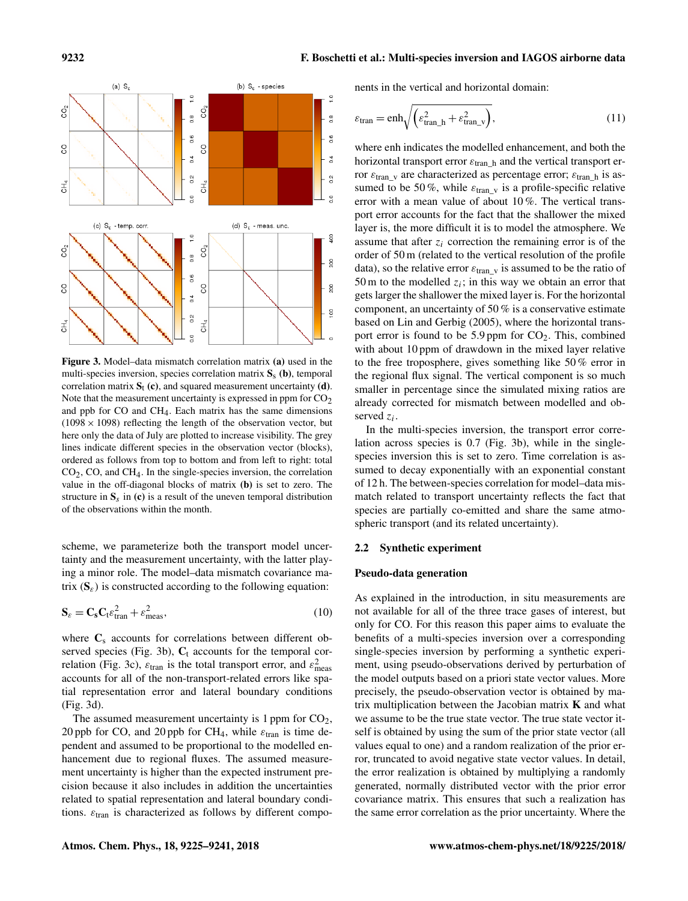Figure 3. Model–data mismatch correlation matrix **(a)** used in the multi-species inversion, species correlation matrix $\mathbf{S}_s$ **(b)**, temporal correlation matrix $\mathbf{S}_t$ **(c)**, and squared measurement uncertainty **(d)**. Note that the measurement uncertainty is expressed in ppm for $CO_2$ and ppb for CO and $CH_4$. Each matrix has the same dimensions ($1098 \times 1098$) reflecting the length of the observation vector, but here only the data of July are plotted to increase visibility. The grey lines indicate different species in the observation vector (blocks), ordered as follows from top to bottom and from left to right: total $CO_2$, CO, and $CH_4$. In the single-species inversion, the correlation value in the off-diagonal blocks of matrix **(b)** is set to zero. The structure in $\mathbf{S}_\varepsilon$ in **(c)** is a result of the uneven temporal distribution of the observations within the month.

scheme, we parameterize both the transport model uncertainty and the measurement uncertainty, with the latter playing a minor role. The model–data mismatch covariance matrix ($\mathbf{S}_\varepsilon$) is constructed according to the following equation:

$$\mathbf{S}_\varepsilon = \mathbf{C_s}\mathbf{C}_t\varepsilon_{\text{tran}}^2 + \varepsilon_{\text{meas}}^2, \tag{10}$$

where $\mathbf{C}_s$ accounts for correlations between different observed species (Fig. 3b), $\mathbf{C}_t$ accounts for the temporal correlation (Fig. 3c), $\varepsilon_{\text{tran}}$ is the total transport error, and $\varepsilon_{\text{meas}}^2$ accounts for all of the non-transport-related errors like spatial representation error and lateral boundary conditions (Fig. 3d).

The assumed measurement uncertainty is 1 ppm for $CO_2$, 20 ppb for CO, and 20 ppb for $CH_4$, while $\varepsilon_{\text{tran}}$ is time dependent and assumed to be proportional to the modelled enhancement due to regional fluxes. The assumed measurement uncertainty is higher than the expected instrument precision because it also includes in addition the uncertainties related to spatial representation and lateral boundary conditions. $\varepsilon_{\text{tran}}$ is characterized as follows by different components in the vertical and horizontal domain:

$$\varepsilon_{\text{tran}} = \text{enh}\sqrt{\left(\varepsilon_{\text{tran\_h}}^2 + \varepsilon_{\text{tran\_v}}^2\right)}, \tag{11}$$

where enh indicates the modelled enhancement, and both the horizontal transport error $\varepsilon_{\text{tran\_h}}$ and the vertical transport error $\varepsilon_{\text{tran\_v}}$ are characterized as percentage error; $\varepsilon_{\text{tran\_h}}$ is assumed to be 50 %, while $\varepsilon_{\text{tran\_v}}$ is a profile-specific relative error with a mean value of about 10 %. The vertical transport error accounts for the fact that the shallower the mixed layer is, the more difficult it is to model the atmosphere. We assume that after $z_i$ correction the remaining error is of the order of 50 m (related to the vertical resolution of the profile data), so the relative error $\varepsilon_{\text{tran\_v}}$ is assumed to be the ratio of 50 m to the modelled $z_i$; in this way we obtain an error that gets larger the shallower the mixed layer is. For the horizontal component, an uncertainty of 50 % is a conservative estimate based on Lin and Gerbig (2005), where the horizontal transport error is found to be 5.9 ppm for $CO_2$. This, combined with about 10 ppm of drawdown in the mixed layer relative to the free troposphere, gives something like 50 % error in the regional flux signal. The vertical component is so much smaller in percentage since the simulated mixing ratios are already corrected for mismatch between modelled and observed $z_i$.

In the multi-species inversion, the transport error correlation across species is 0.7 (Fig. 3b), while in the single-species inversion this is set to zero. Time correlation is assumed to decay exponentially with an exponential constant of 12 h. The between-species correlation for model–data mismatch related to transport uncertainty reflects the fact that species are partially co-emitted and share the same atmospheric transport (and its related uncertainty).

## 2.2 Synthetic experiment

### Pseudo-data generation

As explained in the introduction, in situ measurements are not available for all of the three trace gases of interest, but only for CO. For this reason this paper aims to evaluate the benefits of a multi-species inversion over a corresponding single-species inversion by performing a synthetic experiment, using pseudo-observations derived by perturbation of the model outputs based on a priori state vector values. More precisely, the pseudo-observation vector is obtained by matrix multiplication between the Jacobian matrix $\mathbf{K}$ and what we assume to be the true state vector. The true state vector itself is obtained by using the sum of the prior state vector (all values equal to one) and a random realization of the prior error, truncated to avoid negative state vector values. In detail, the error realization is obtained by multiplying a randomly generated, normally distributed vector with the prior error covariance matrix. This ensures that such a realization has the same error correlation as the prior uncertainty. Where the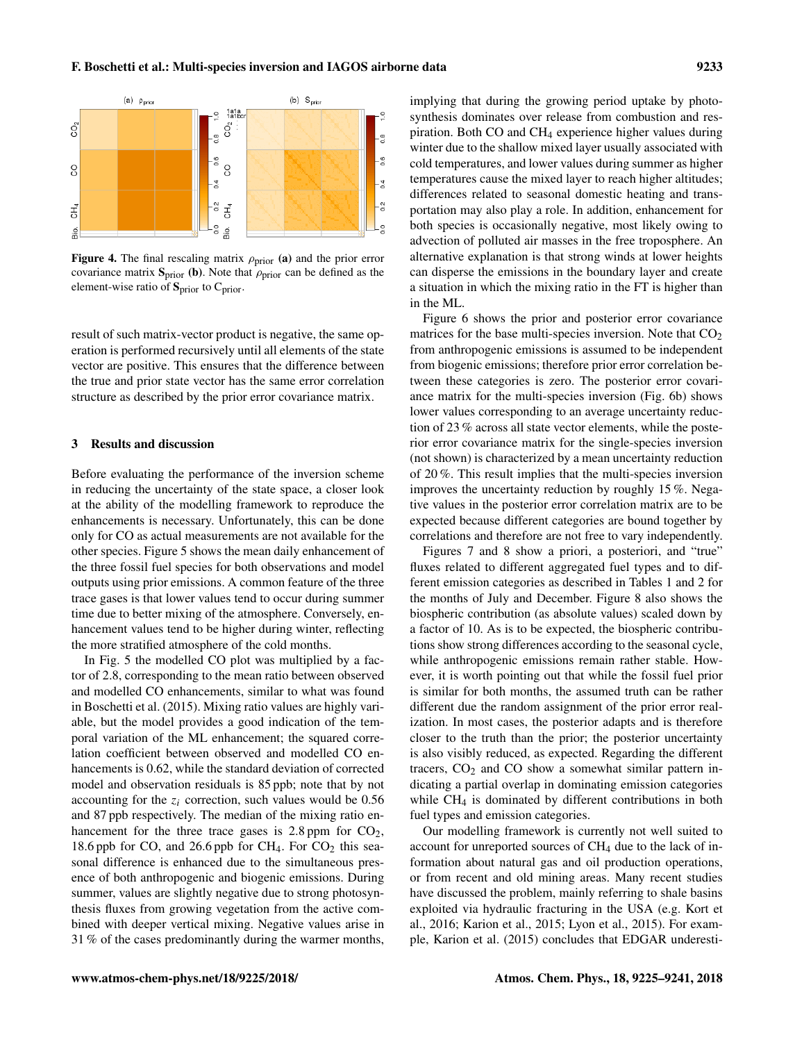Figure 4. The final rescaling matrix $\rho_{prior}$ (a) and the prior error covariance matrix $\mathbf{S}_{prior}$ (b). Note that $\rho_{prior}$ can be defined as the element-wise ratio of $\mathbf{S}_{prior}$ to $C_{prior}$.

result of such matrix-vector product is negative, the same operation is performed recursively until all elements of the state vector are positive. This ensures that the difference between the true and prior state vector has the same error correlation structure as described by the prior error covariance matrix.

## 3 Results and discussion

Before evaluating the performance of the inversion scheme in reducing the uncertainty of the state space, a closer look at the ability of the modelling framework to reproduce the enhancements is necessary. Unfortunately, this can be done only for CO as actual measurements are not available for the other species. Figure 5 shows the mean daily enhancement of the three fossil fuel species for both observations and model outputs using prior emissions. A common feature of the three trace gases is that lower values tend to occur during summer time due to better mixing of the atmosphere. Conversely, enhancement values tend to be higher during winter, reflecting the more stratified atmosphere of the cold months.

In Fig. 5 the modelled CO plot was multiplied by a factor of 2.8, corresponding to the mean ratio between observed and modelled CO enhancements, similar to what was found in Boschetti et al. (2015). Mixing ratio values are highly variable, but the model provides a good indication of the temporal variation of the ML enhancement; the squared correlation coefficient between observed and modelled CO enhancements is 0.62, while the standard deviation of corrected model and observation residuals is 85 ppb; note that by not accounting for the $z_i$ correction, such values would be 0.56 and 87 ppb respectively. The median of the mixing ratio enhancement for the three trace gases is 2.8 ppm for $CO_2$, 18.6 ppb for CO, and 26.6 ppb for $CH_4$. For $CO_2$ this seasonal difference is enhanced due to the simultaneous presence of both anthropogenic and biogenic emissions. During summer, values are slightly negative due to strong photosynthesis fluxes from growing vegetation from the active combined with deeper vertical mixing. Negative values arise in 31 % of the cases predominantly during the warmer months, implying that during the growing period uptake by photosynthesis dominates over release from combustion and respiration. Both CO and $CH_4$ experience higher values during winter due to the shallow mixed layer usually associated with cold temperatures, and lower values during summer as higher temperatures cause the mixed layer to reach higher altitudes; differences related to seasonal domestic heating and transportation may also play a role. In addition, enhancement for both species is occasionally negative, most likely owing to advection of polluted air masses in the free troposphere. An alternative explanation is that strong winds at lower heights can disperse the emissions in the boundary layer and create a situation in which the mixing ratio in the FT is higher than in the ML.

Figure 6 shows the prior and posterior error covariance matrices for the base multi-species inversion. Note that $CO_2$ from anthropogenic emissions is assumed to be independent from biogenic emissions; therefore prior error correlation between these categories is zero. The posterior error covariance matrix for the multi-species inversion (Fig. 6b) shows lower values corresponding to an average uncertainty reduction of 23 % across all state vector elements, while the posterior error covariance matrix for the single-species inversion (not shown) is characterized by a mean uncertainty reduction of 20 %. This result implies that the multi-species inversion improves the uncertainty reduction by roughly 15 %. Negative values in the posterior error correlation matrix are to be expected because different categories are bound together by correlations and therefore are not free to vary independently.

Figures 7 and 8 show a prioris, a posterioris, and "true" fluxes related to different aggregated fuel types and to different emission categories as described in Tables 1 and 2 for the months of July and December. Figure 8 also shows the biospheric contribution (as absolute values) scaled down by a factor of 10. As is to be expected, the biospheric contributions show strong differences according to the seasonal cycle, while anthropogenic emissions remain rather stable. However, it is worth pointing out that while the fossil fuel prior is similar for both months, the assumed truth can be rather different due the random assignment of the prior error realization. In most cases, the posterior adapts and is therefore closer to the truth than the prior; the posterior uncertainty is also visibly reduced, as expected. Regarding the different tracers, $CO_2$ and CO show a somewhat similar pattern indicating a partial overlap in dominating emission categories while $CH_4$ is dominated by different contributions in both fuel types and emission categories.

Our modelling framework is currently not well suited to account for unreported sources of $CH_4$ due to the lack of information about natural gas and oil production operations, or from recent and old mining areas. Many recent studies have discussed the problem, mainly referring to shale basins exploited via hydraulic fracturing in the USA (e.g. Kort et al., 2016; Karion et al., 2015; Lyon et al., 2015). For example, Karion et al. (2015) concludes that EDGAR underesti-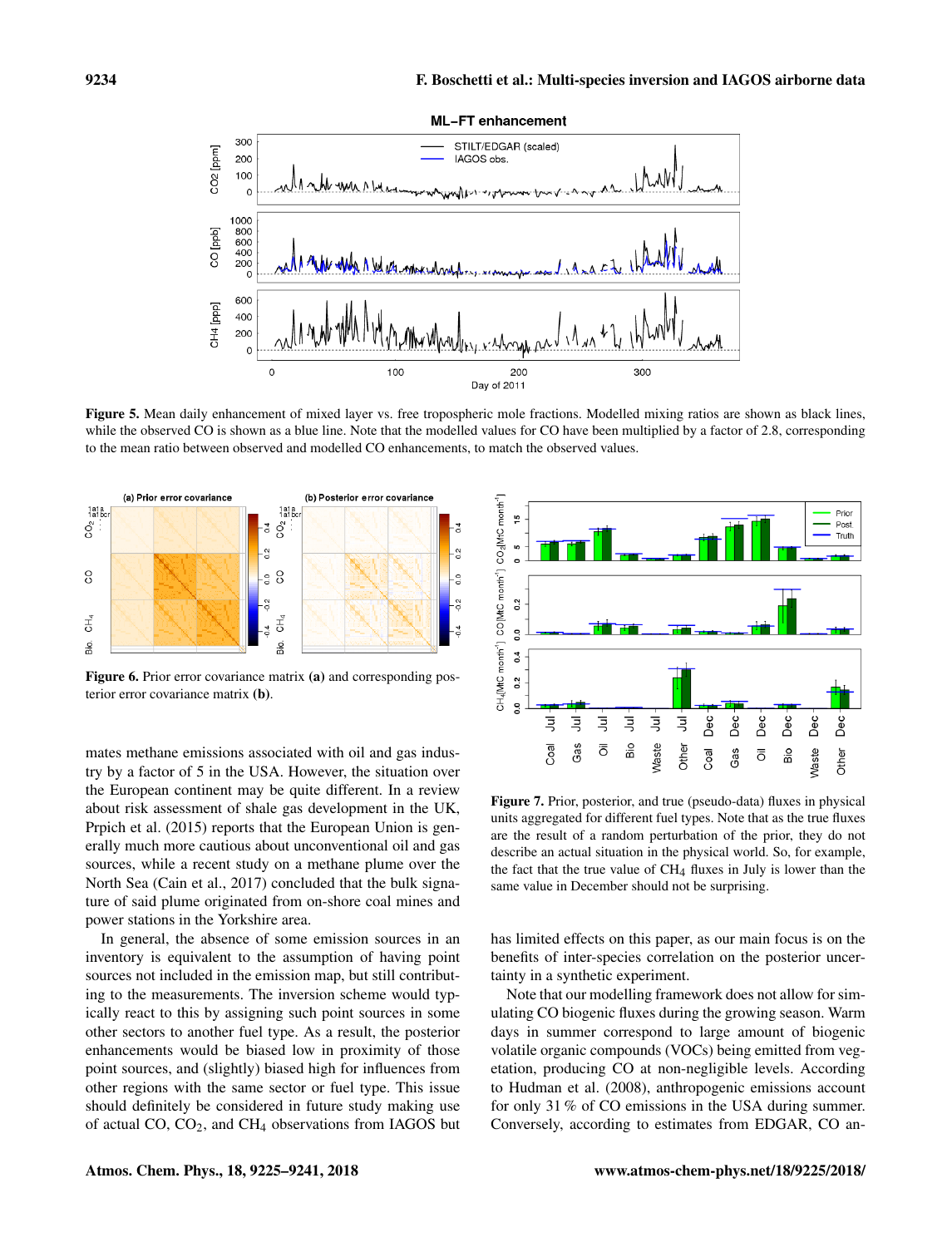**Figure 5.** Mean daily enhancement of mixed layer vs. free tropospheric mole fractions. Modelled mixing ratios are shown as black lines, while the observed CO is shown as a blue line. Note that the modelled values for CO have been multiplied by a factor of 2.8, corresponding to the mean ratio between observed and modelled CO enhancements, to match the observed values.

**Figure 6.** Prior error covariance matrix **(a)** and corresponding posterior error covariance matrix **(b)**.

**Figure 7.** Prior, posterior, and true (pseudo-data) fluxes in physical units aggregated for different fuel types. Note that as the true fluxes are the result of a random perturbation of the prior, they do not describe an actual situation in the physical world. So, for example, the fact that the true value of $CH_4$ fluxes in July is lower than the same value in December should not be surprising.

mates methane emissions associated with oil and gas industry by a factor of 5 in the USA. However, the situation over the European continent may be quite different. In a review about risk assessment of shale gas development in the UK, Prpich et al. (2015) reports that the European Union is generally much more cautious about unconventional oil and gas sources, while a recent study on a methane plume over the North Sea (Cain et al., 2017) concluded that the bulk signature of said plume originated from on-shore coal mines and power stations in the Yorkshire area.

In general, the absence of some emission sources in an inventory is equivalent to the assumption of having point sources not included in the emission map, but still contributing to the measurements. The inversion scheme would typically react to this by assigning such point sources in some other sectors to another fuel type. As a result, the posterior enhancements would be biased low in proximity of those point sources, and (slightly) biased high for influences from other regions with the same sector or fuel type. This issue should definitely be considered in future study making use of actual CO, $CO_2$, and $CH_4$ observations from IAGOS but has limited effects on this paper, as our main focus is on the benefits of inter-species correlation on the posterior uncertainty in a synthetic experiment.

Note that our modelling framework does not allow for simulating CO biogenic fluxes during the growing season. Warm days in summer correspond to large amount of biogenic volatile organic compounds (VOCs) being emitted from vegetation, producing CO at non-negligible levels. According to Hudman et al. (2008), anthropogenic emissions account for only 31 % of CO emissions in the USA during summer. Conversely, according to estimates from EDGAR, CO an-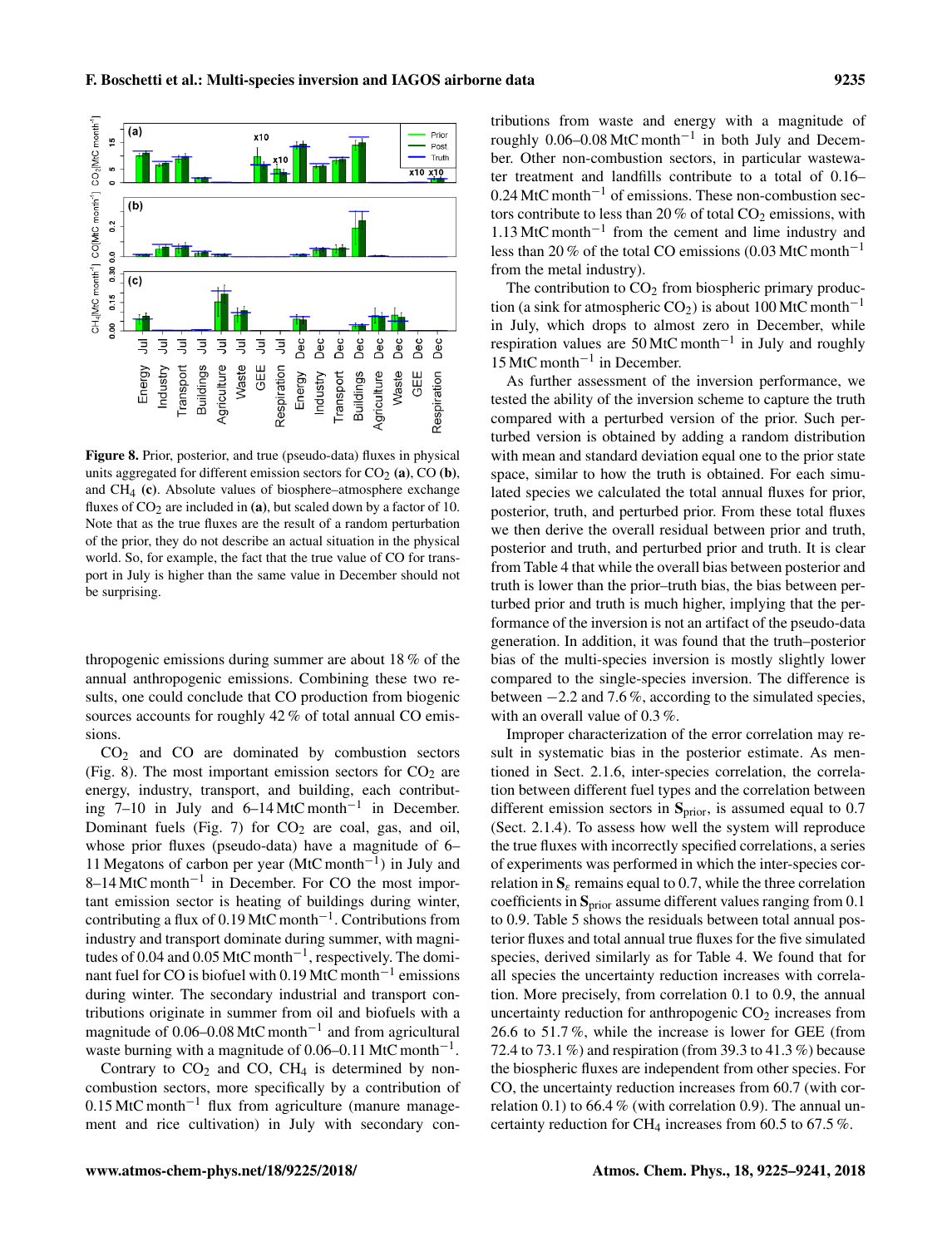Figure 8. Prior, posterior, and true (pseudo-data) fluxes in physical units aggregated for different emission sectors for $CO_2$ **(a)**, CO **(b)**, and $CH_4$ **(c)**. Absolute values of biosphere–atmosphere exchange fluxes of $CO_2$ are included in **(a)**, but scaled down by a factor of 10. Note that as the true fluxes are the result of a random perturbation of the prior, they do not describe an actual situation in the physical world. So, for example, the fact that the true value of CO for transport in July is higher than the same value in December should not be surprising.

thropogenic emissions during summer are about 18 % of the annual anthropogenic emissions. Combining these two results, one could conclude that CO production from biogenic sources accounts for roughly 42 % of total annual CO emissions.

$CO_2$ and CO are dominated by combustion sectors (Fig. 8). The most important emission sectors for $CO_2$ are energy, industry, transport, and building, each contributing 7–10 in July and 6–14 MtC month$^{-1}$ in December. Dominant fuels (Fig. 7) for $CO_2$ are coal, gas, and oil, whose prior fluxes (pseudo-data) have a magnitude of 6–11 Megatons of carbon per year (MtC month$^{-1}$) in July and 8–14 MtC month$^{-1}$ in December. For CO the most important emission sector is heating of buildings during winter, contributing a flux of 0.19 MtC month$^{-1}$. Contributions from industry and transport dominate during summer, with magnitudes of 0.04 and 0.05 MtC month$^{-1}$, respectively. The dominant fuel for CO is biofuel with 0.19 MtC month$^{-1}$ emissions during winter. The secondary industrial and transport contributions originate in summer from oil and biofuels with a magnitude of 0.06–0.08 MtC month$^{-1}$ and from agricultural waste burning with a magnitude of 0.06–0.11 MtC month$^{-1}$.

Contrary to $CO_2$ and CO, $CH_4$ is determined by non-combustion sectors, more specifically by a contribution of 0.15 MtC month$^{-1}$ flux from agriculture (manure management and rice cultivation) in July with secondary contributions from waste and energy with a magnitude of roughly 0.06–0.08 MtC month$^{-1}$ in both July and December. Other non-combustion sectors, in particular wastewater treatment and landfills contribute to a total of 0.16–0.24 MtC month$^{-1}$ of emissions. These non-combustion sectors contribute to less than 20 % of total $CO_2$ emissions, with 1.13 MtC month$^{-1}$ from the cement and lime industry and less than 20 % of the total CO emissions (0.03 MtC month$^{-1}$ from the metal industry).

The contribution to $CO_2$ from biospheric primary production (a sink for atmospheric $CO_2$) is about 100 MtC month$^{-1}$ in July, which drops to almost zero in December, while respiration values are 50 MtC month$^{-1}$ in July and roughly 15 MtC month$^{-1}$ in December.

As further assessment of the inversion performance, we tested the ability of the inversion scheme to capture the truth compared with a perturbed version of the prior. Such perturbed version is obtained by adding a random distribution with mean and standard deviation equal one to the prior state space, similar to how the truth is obtained. For each simulated species we calculated the total annual fluxes for prior, posterior, truth, and perturbed prior. From these total fluxes we then derive the overall residual between prior and truth, posterior and truth, and perturbed prior and truth. It is clear from Table 4 that while the overall bias between posterior and truth is lower than the prior–truth bias, the bias between perturbed prior and truth is much higher, implying that the performance of the inversion is not an artifact of the pseudo-data generation. In addition, it was found that the truth–posterior bias of the multi-species inversion is mostly slightly lower compared to the single-species inversion. The difference is between −2.2 and 7.6 %, according to the simulated species, with an overall value of 0.3 %.

Improper characterization of the error correlation may result in systematic bias in the posterior estimate. As mentioned in Sect. 2.1.6, inter-species correlation, the correlation between different fuel types and the correlation between different emission sectors in $\mathbf{S}_{\text{prior}}$, is assumed equal to 0.7 (Sect. 2.1.4). To assess how well the system will reproduce the true fluxes with incorrectly specified correlations, a series of experiments was performed in which the inter-species correlation in $\mathbf{S}_\varepsilon$ remains equal to 0.7, while the three correlation coefficients in $\mathbf{S}_{\text{prior}}$ assume different values ranging from 0.1 to 0.9. Table 5 shows the residuals between total annual posterior fluxes and total annual true fluxes for the five simulated species, derived similarly as for Table 4. We found that for all species the uncertainty reduction increases with correlation. More precisely, from correlation 0.1 to 0.9, the annual uncertainty reduction for anthropogenic $CO_2$ increases from 26.6 to 51.7 %, while the increase is lower for GEE (from 72.4 to 73.1 %) and respiration (from 39.3 to 41.3 %) because the biospheric fluxes are independent from other species. For CO, the uncertainty reduction increases from 60.7 (with correlation 0.1) to 66.4 % (with correlation 0.9). The annual uncertainty reduction for $CH_4$ increases from 60.5 to 67.5 %.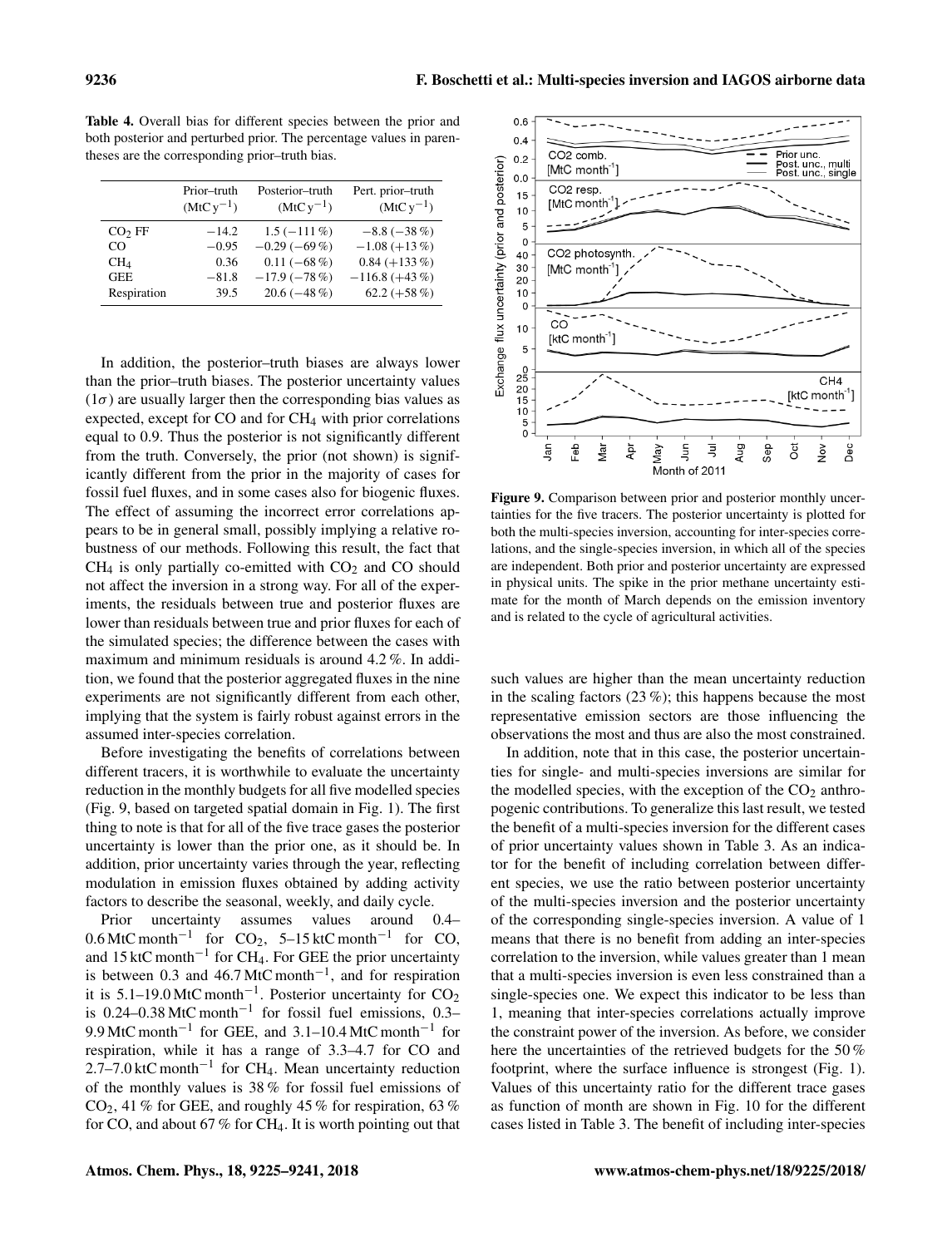**Table 4.** Overall bias for different species between the prior and both posterior and perturbed prior. The percentage values in parentheses are the corresponding prior–truth bias.

| | Prior–truth ($MtC\,y^{-1}$) | Posterior–truth ($MtC\,y^{-1}$) | Pert. prior–truth ($MtC\,y^{-1}$) |
|---|---|---|---|
| $CO_2$ FF | −14.2 | 1.5 (−111 %) | −8.8 (−38 %) |
| CO | −0.95 | −0.29 (−69 %) | −1.08 (+13 %) |
| $CH_4$ | 0.36 | 0.11 (−68 %) | 0.84 (+133 %) |
| GEE | −81.8 | −17.9 (−78 %) | −116.8 (+43 %) |
| Respiration | 39.5 | 20.6 (−48 %) | 62.2 (+58 %) |

In addition, the posterior–truth biases are always lower than the prior–truth biases. The posterior uncertainty values ($1\sigma$) are usually larger then the corresponding bias values as expected, except for CO and for $CH_4$ with prior correlations equal to 0.9. Thus the posterior is not significantly different from the truth. Conversely, the prior (not shown) is significantly different from the prior in the majority of cases for fossil fuel fluxes, and in some cases also for biogenic fluxes. The effect of assuming the incorrect error correlations appears to be in general small, possibly implying a relative robustness of our methods. Following this result, the fact that $CH_4$ is only partially co-emitted with $CO_2$ and CO should not affect the inversion in a strong way. For all of the experiments, the residuals between true and posterior fluxes are lower than residuals between true and prior fluxes for each of the simulated species; the difference between the cases with maximum and minimum residuals is around 4.2 %. In addition, we found that the posterior aggregated fluxes in the nine experiments are not significantly different from each other, implying that the system is fairly robust against errors in the assumed inter-species correlation.

Before investigating the benefits of correlations between different tracers, it is worthwhile to evaluate the uncertainty reduction in the monthly budgets for all five modelled species (Fig. 9, based on targeted spatial domain in Fig. 1). The first thing to note is that for all of the five trace gases the posterior uncertainty is lower than the prior one, as it should be. In addition, prior uncertainty varies through the year, reflecting modulation in emission fluxes obtained by adding activity factors to describe the seasonal, weekly, and daily cycle.

Prior uncertainty assumes values around 0.4–0.6 $MtC\,month^{-1}$ for $CO_2$, 5–15 $ktC\,month^{-1}$ for CO, and 15 $ktC\,month^{-1}$ for $CH_4$. For GEE the prior uncertainty is between 0.3 and 46.7 $MtC\,month^{-1}$, and for respiration it is 5.1–19.0 $MtC\,month^{-1}$. Posterior uncertainty for $CO_2$ is 0.24–0.38 $MtC\,month^{-1}$ for fossil fuel emissions, 0.3–9.9 $MtC\,month^{-1}$ for GEE, and 3.1–10.4 $MtC\,month^{-1}$ for respiration, while it has a range of 3.3–4.7 for CO and 2.7–7.0 $ktC\,month^{-1}$ for $CH_4$. Mean uncertainty reduction of the monthly values is 38 % for fossil fuel emissions of $CO_2$, 41 % for GEE, and roughly 45 % for respiration, 63 % for CO, and about 67 % for $CH_4$. It is worth pointing out that such values are higher than the mean uncertainty reduction in the scaling factors (23 %); this happens because the most representative emission sectors are those influencing the observations the most and thus are also the most constrained.

**Figure 9.** Comparison between prior and posterior monthly uncertainties for the five tracers. The posterior uncertainty is plotted for both the multi-species inversion, accounting for inter-species correlations, and the single-species inversion, in which all of the species are independent. Both prior and posterior uncertainty are expressed in physical units. The spike in the prior methane uncertainty estimate for the month of March depends on the emission inventory and is related to the cycle of agricultural activities.

In addition, note that in this case, the posterior uncertainties for single- and multi-species inversions are similar for the modelled species, with the exception of the $CO_2$ anthropogenic contributions. To generalize this last result, we tested the benefit of a multi-species inversion for the different cases of prior uncertainty values shown in Table 3. As an indicator for the benefit of including correlation between different species, we use the ratio between posterior uncertainty of the multi-species inversion and the posterior uncertainty of the corresponding single-species inversion. A value of 1 means that there is no benefit from adding an inter-species correlation to the inversion, while values greater than 1 mean that a multi-species inversion is even less constrained than a single-species one. We expect this indicator to be less than 1, meaning that inter-species correlations actually improve the constraint power of the inversion. As before, we consider here the uncertainties of the retrieved budgets for the 50 % footprint, where the surface influence is strongest (Fig. 1). Values of this uncertainty ratio for the different trace gases as function of month are shown in Fig. 10 for the different cases listed in Table 3. The benefit of including inter-species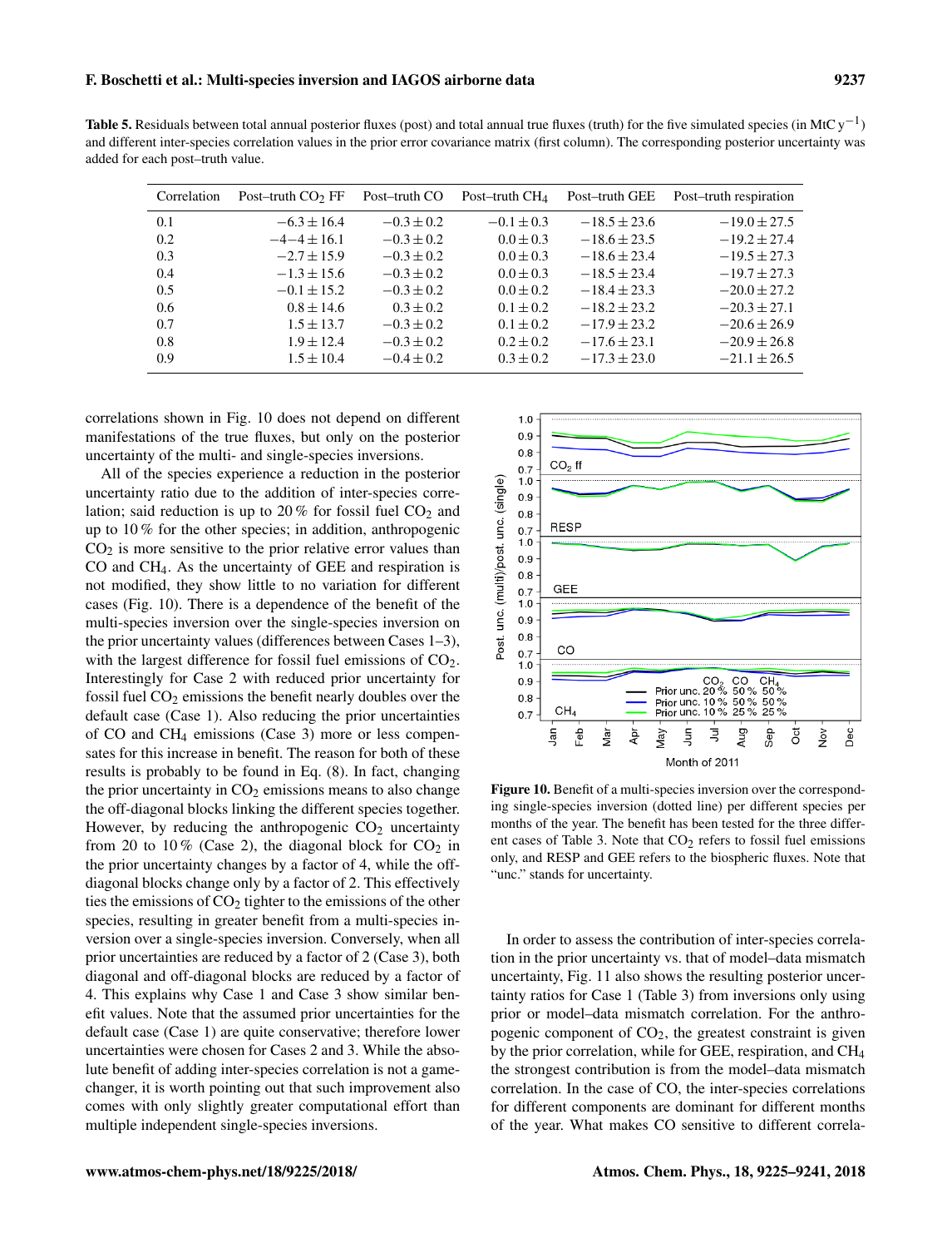**Table 5.** Residuals between total annual posterior fluxes (post) and total annual true fluxes (truth) for the five simulated species (in $\mathrm{MtC\,y^{-1}}$) and different inter-species correlation values in the prior error covariance matrix (first column). The corresponding posterior uncertainty was added for each post–truth value.

| Correlation | Post–truth $CO_2$ FF | Post–truth CO | Post–truth $CH_4$ | Post–truth GEE | Post–truth respiration |
|---|---|---|---|---|---|
| 0.1 | $-6.3 \pm 16.4$ | $-0.3 \pm 0.2$ | $-0.1 \pm 0.3$ | $-18.5 \pm 23.6$ | $-19.0 \pm 27.5$ |
| 0.2 | $-4{-}4 \pm 16.1$ | $-0.3 \pm 0.2$ | $0.0 \pm 0.3$ | $-18.6 \pm 23.5$ | $-19.2 \pm 27.4$ |
| 0.3 | $-2.7 \pm 15.9$ | $-0.3 \pm 0.2$ | $0.0 \pm 0.3$ | $-18.6 \pm 23.4$ | $-19.5 \pm 27.3$ |
| 0.4 | $-1.3 \pm 15.6$ | $-0.3 \pm 0.2$ | $0.0 \pm 0.3$ | $-18.5 \pm 23.4$ | $-19.7 \pm 27.3$ |
| 0.5 | $-0.1 \pm 15.2$ | $-0.3 \pm 0.2$ | $0.0 \pm 0.2$ | $-18.4 \pm 23.3$ | $-20.0 \pm 27.2$ |
| 0.6 | $0.8 \pm 14.6$ | $0.3 \pm 0.2$ | $0.1 \pm 0.2$ | $-18.2 \pm 23.2$ | $-20.3 \pm 27.1$ |
| 0.7 | $1.5 \pm 13.7$ | $-0.3 \pm 0.2$ | $0.1 \pm 0.2$ | $-17.9 \pm 23.2$ | $-20.6 \pm 26.9$ |
| 0.8 | $1.9 \pm 12.4$ | $-0.3 \pm 0.2$ | $0.2 \pm 0.2$ | $-17.6 \pm 23.1$ | $-20.9 \pm 26.8$ |
| 0.9 | $1.5 \pm 10.4$ | $-0.4 \pm 0.2$ | $0.3 \pm 0.2$ | $-17.3 \pm 23.0$ | $-21.1 \pm 26.5$ |

correlations shown in Fig. 10 does not depend on different manifestations of the true fluxes, but only on the posterior uncertainty of the multi- and single-species inversions.

All of the species experience a reduction in the posterior uncertainty ratio due to the addition of inter-species correlation; said reduction is up to 20 % for fossil fuel $CO_2$ and up to 10 % for the other species; in addition, anthropogenic $CO_2$ is more sensitive to the prior relative error values than CO and $CH_4$. As the uncertainty of GEE and respiration is not modified, they show little to no variation for different cases (Fig. 10). There is a dependence of the benefit of the multi-species inversion over the single-species inversion on the prior uncertainty values (differences between Cases 1–3), with the largest difference for fossil fuel emissions of $CO_2$. Interestingly for Case 2 with reduced prior uncertainty for fossil fuel $CO_2$ emissions the benefit nearly doubles over the default case (Case 1). Also reducing the prior uncertainties of CO and $CH_4$ emissions (Case 3) more or less compensates for this increase in benefit. The reason for both of these results is probably to be found in Eq. (8). In fact, changing the prior uncertainty in $CO_2$ emissions means to also change the off-diagonal blocks linking the different species together. However, by reducing the anthropogenic $CO_2$ uncertainty from 20 to 10 % (Case 2), the diagonal block for $CO_2$ in the prior uncertainty changes by a factor of 4, while the off-diagonal blocks change only by a factor of 2. This effectively ties the emissions of $CO_2$ tighter to the emissions of the other species, resulting in greater benefit from a multi-species inversion over a single-species inversion. Conversely, when all prior uncertainties are reduced by a factor of 2 (Case 3), both diagonal and off-diagonal blocks are reduced by a factor of 4. This explains why Case 1 and Case 3 show similar benefit values. Note that the assumed prior uncertainties for the default case (Case 1) are quite conservative; therefore lower uncertainties were chosen for Cases 2 and 3. While the absolute benefit of adding inter-species correlation is not a game-changer, it is worth pointing out that such improvement also comes with only slightly greater computational effort than multiple independent single-species inversions.

**Figure 10.** Benefit of a multi-species inversion over the corresponding single-species inversion (dotted line) per different species per months of the year. The benefit has been tested for the three different cases of Table 3. Note that $CO_2$ refers to fossil fuel emissions only, and RESP and GEE refers to the biospheric fluxes. Note that "unc." stands for uncertainty.

In order to assess the contribution of inter-species correlation in the prior uncertainty vs. that of model–data mismatch uncertainty, Fig. 11 also shows the resulting posterior uncertainty ratios for Case 1 (Table 3) from inversions only using prior or model–data mismatch correlation. For the anthropogenic component of $CO_2$, the greatest constraint is given by the prior correlation, while for GEE, respiration, and $CH_4$ the strongest contribution is from the model–data mismatch correlation. In the case of CO, the inter-species correlations for different components are dominant for different months of the year. What makes CO sensitive to different correla-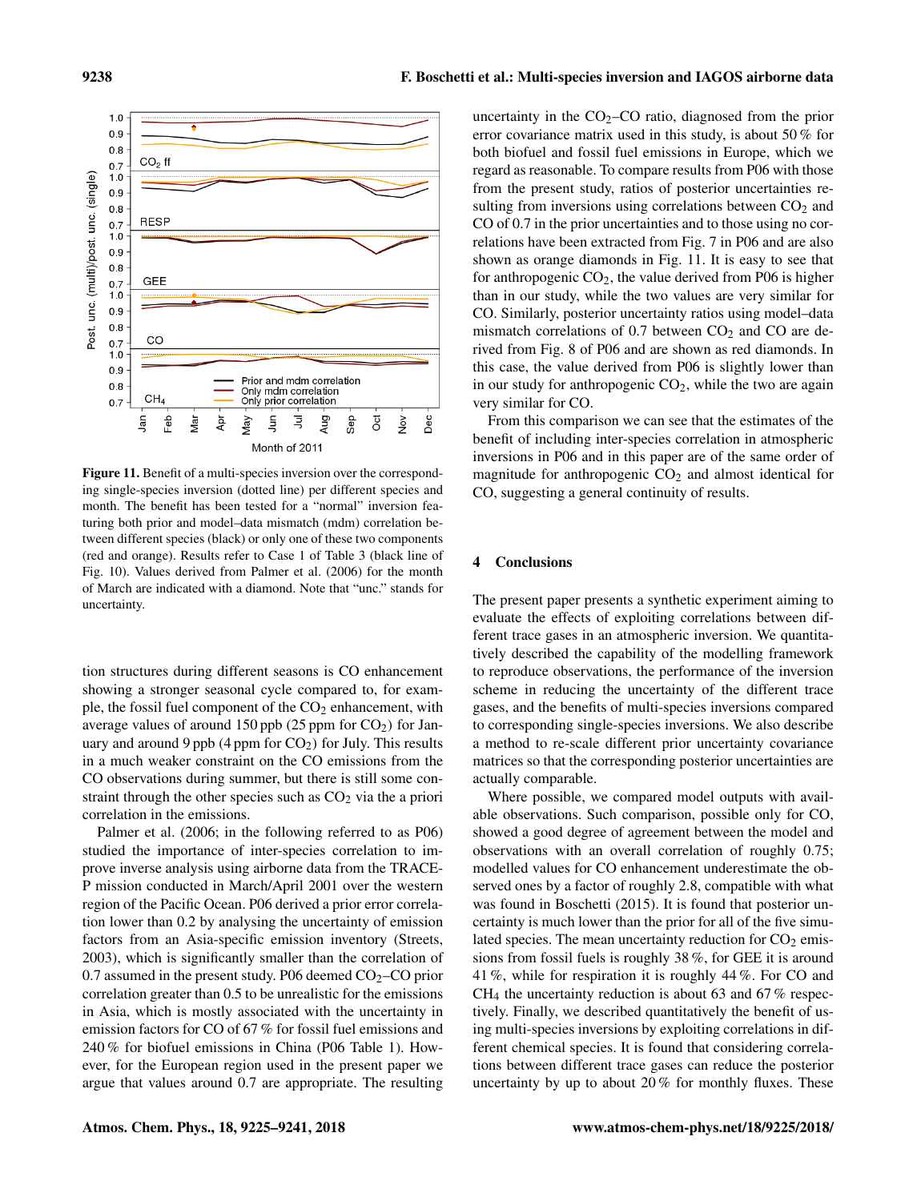**Figure 11.** Benefit of a multi-species inversion over the corresponding single-species inversion (dotted line) per different species and month. The benefit has been tested for a "normal" inversion featuring both prior and model–data mismatch (mdm) correlation between different species (black) or only one of these two components (red and orange). Results refer to Case 1 of Table 3 (black line of Fig. 10). Values derived from Palmer et al. (2006) for the month of March are indicated with a diamond. Note that "unc." stands for uncertainty.

tion structures during different seasons is CO enhancement showing a stronger seasonal cycle compared to, for example, the fossil fuel component of the $CO_2$ enhancement, with average values of around 150 ppb (25 ppm for $CO_2$) for January and around 9 ppb (4 ppm for $CO_2$) for July. This results in a much weaker constraint on the CO emissions from the CO observations during summer, but there is still some constraint through the other species such as $CO_2$ via the a priori correlation in the emissions.

Palmer et al. (2006; in the following referred to as P06) studied the importance of inter-species correlation to improve inverse analysis using airborne data from the TRACE-P mission conducted in March/April 2001 over the western region of the Pacific Ocean. P06 derived a prior error correlation lower than 0.2 by analysing the uncertainty of emission factors from an Asia-specific emission inventory (Streets, 2003), which is significantly smaller than the correlation of 0.7 assumed in the present study. P06 deemed $CO_2$–CO prior correlation greater than 0.5 to be unrealistic for the emissions in Asia, which is mostly associated with the uncertainty in emission factors for CO of 67 % for fossil fuel emissions and 240 % for biofuel emissions in China (P06 Table 1). However, for the European region used in the present paper we argue that values around 0.7 are appropriate. The resulting uncertainty in the $CO_2$–CO ratio, diagnosed from the prior error covariance matrix used in this study, is about 50 % for both biofuel and fossil fuel emissions in Europe, which we regard as reasonable. To compare results from P06 with those from the present study, ratios of posterior uncertainties resulting from inversions using correlations between $CO_2$ and CO of 0.7 in the prior uncertainties and to those using no correlations have been extracted from Fig. 7 in P06 and are also shown as orange diamonds in Fig. 11. It is easy to see that for anthropogenic $CO_2$, the value derived from P06 is higher than in our study, while the two values are very similar for CO. Similarly, posterior uncertainty ratios using model–data mismatch correlations of 0.7 between $CO_2$ and CO are derived from Fig. 8 of P06 and are shown as red diamonds. In this case, the value derived from P06 is slightly lower than in our study for anthropogenic $CO_2$, while the two are again very similar for CO.

From this comparison we can see that the estimates of the benefit of including inter-species correlation in atmospheric inversions in P06 and in this paper are of the same order of magnitude for anthropogenic $CO_2$ and almost identical for CO, suggesting a general continuity of results.

## 4 Conclusions

The present paper presents a synthetic experiment aiming to evaluate the effects of exploiting correlations between different trace gases in an atmospheric inversion. We quantitatively described the capability of the modelling framework to reproduce observations, the performance of the inversion scheme in reducing the uncertainty of the different trace gases, and the benefits of multi-species inversions compared to corresponding single-species inversions. We also describe a method to re-scale different prior uncertainty covariance matrices so that the corresponding posterior uncertainties are actually comparable.

Where possible, we compared model outputs with available observations. Such comparison, possible only for CO, showed a good degree of agreement between the model and observations with an overall correlation of roughly 0.75; modelled values for CO enhancement underestimate the observed ones by a factor of roughly 2.8, compatible with what was found in Boschetti (2015). It is found that posterior uncertainty is much lower than the prior for all of the five simulated species. The mean uncertainty reduction for $CO_2$ emissions from fossil fuels is roughly 38 %, for GEE it is around 41 %, while for respiration it is roughly 44 %. For CO and $CH_4$ the uncertainty reduction is about 63 and 67 % respectively. Finally, we described quantitatively the benefit of using multi-species inversions by exploiting correlations in different chemical species. It is found that considering correlations between different trace gases can reduce the posterior uncertainty by up to about 20 % for monthly fluxes. These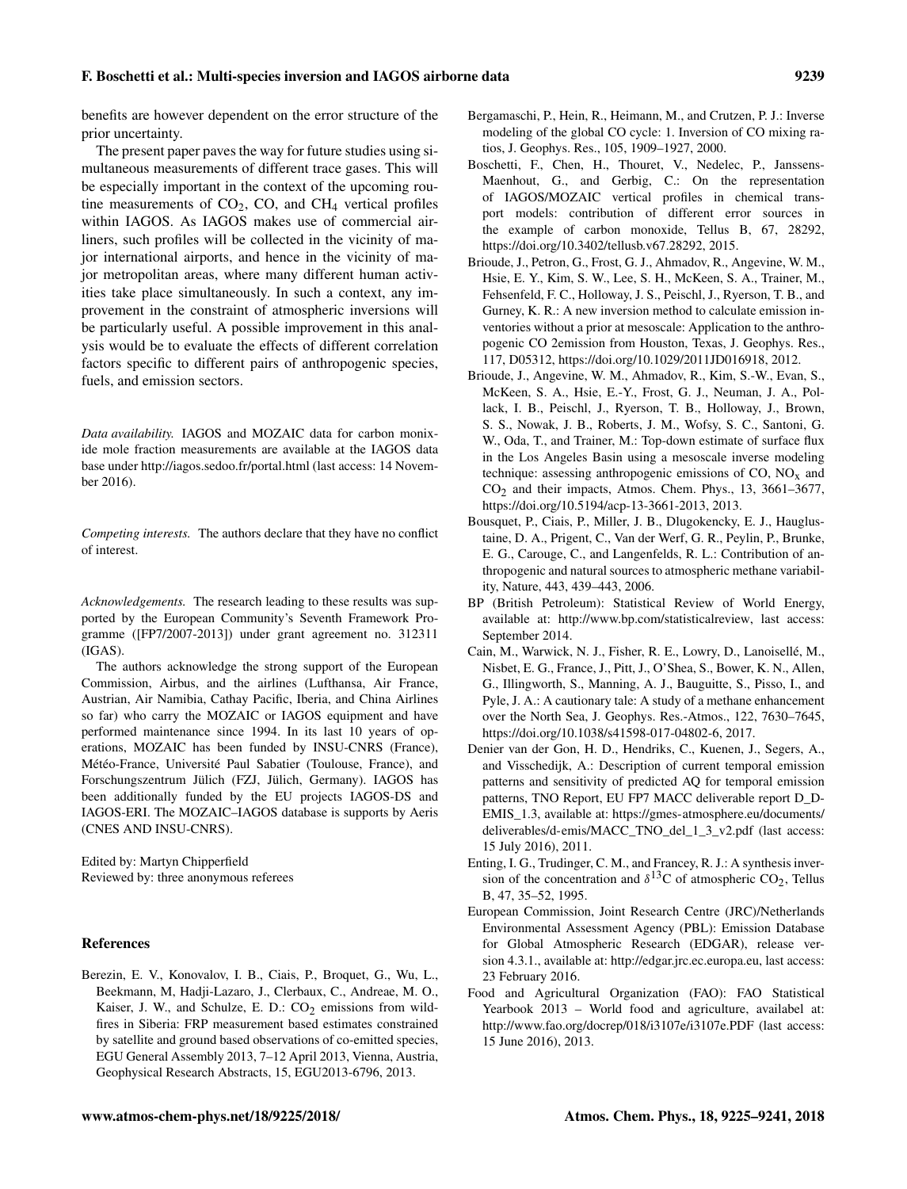benefits are however dependent on the error structure of the prior uncertainty.

The present paper paves the way for future studies using simultaneous measurements of different trace gases. This will be especially important in the context of the upcoming routine measurements of $CO_2$, CO, and $CH_4$ vertical profiles within IAGOS. As IAGOS makes use of commercial airliners, such profiles will be collected in the vicinity of major international airports, and hence in the vicinity of major metropolitan areas, where many different human activities take place simultaneously. In such a context, any improvement in the constraint of atmospheric inversions will be particularly useful. A possible improvement in this analysis would be to evaluate the effects of different correlation factors specific to different pairs of anthropogenic species, fuels, and emission sectors.

*Data availability.* IAGOS and MOZAIC data for carbon monixide mole fraction measurements are available at the IAGOS data base under http://iagos.sedoo.fr/portal.html (last access: 14 November 2016).

*Competing interests.* The authors declare that they have no conflict of interest.

*Acknowledgements.* The research leading to these results was supported by the European Community's Seventh Framework Programme ([FP7/2007-2013]) under grant agreement no. 312311 (IGAS).

The authors acknowledge the strong support of the European Commission, Airbus, and the airlines (Lufthansa, Air France, Austrian, Air Namibia, Cathay Pacific, Iberia, and China Airlines so far) who carry the MOZAIC or IAGOS equipment and have performed maintenance since 1994. In its last 10 years of operations, MOZAIC has been funded by INSU-CNRS (France), Météo-France, Université Paul Sabatier (Toulouse, France), and Forschungszentrum Jülich (FZJ, Jülich, Germany). IAGOS has been additionally funded by the EU projects IAGOS-DS and IAGOS-ERI. The MOZAIC–IAGOS database is supports by Aeris (CNES AND INSU-CNRS).

Edited by: Martyn Chipperfield
Reviewed by: three anonymous referees

## References

Berezin, E. V., Konovalov, I. B., Ciais, P., Broquet, G., Wu, L., Beekmann, M, Hadji-Lazaro, J., Clerbaux, C., Andreae, M. O., Kaiser, J. W., and Schulze, E. D.: $CO_2$ emissions from wildfires in Siberia: FRP measurement based estimates constrained by satellite and ground based observations of co-emitted species, EGU General Assembly 2013, 7–12 April 2013, Vienna, Austria, Geophysical Research Abstracts, 15, EGU2013-6796, 2013.

Bergamaschi, P., Hein, R., Heimann, M., and Crutzen, P. J.: Inverse modeling of the global CO cycle: 1. Inversion of CO mixing ratios, J. Geophys. Res., 105, 1909–1927, 2000.

Boschetti, F., Chen, H., Thouret, V., Nedelec, P., Janssens-Maenhout, G., and Gerbig, C.: On the representation of IAGOS/MOZAIC vertical profiles in chemical transport models: contribution of different error sources in the example of carbon monoxide, Tellus B, 67, 28292, https://doi.org/10.3402/tellusb.v67.28292, 2015.

Brioude, J., Petron, G., Frost, G. J., Ahmadov, R., Angevine, W. M., Hsie, E. Y., Kim, S. W., Lee, S. H., McKeen, S. A., Trainer, M., Fehsenfeld, F. C., Holloway, J. S., Peischl, J., Ryerson, T. B., and Gurney, K. R.: A new inversion method to calculate emission inventories without a prior at mesoscale: Application to the anthropogenic CO 2emission from Houston, Texas, J. Geophys. Res., 117, D05312, https://doi.org/10.1029/2011JD016918, 2012.

Brioude, J., Angevine, W. M., Ahmadov, R., Kim, S.-W., Evan, S., McKeen, S. A., Hsie, E.-Y., Frost, G. J., Neuman, J. A., Pollack, I. B., Peischl, J., Ryerson, T. B., Holloway, J., Brown, S. S., Nowak, J. B., Roberts, J. M., Wofsy, S. C., Santoni, G. W., Oda, T., and Trainer, M.: Top-down estimate of surface flux in the Los Angeles Basin using a mesoscale inverse modeling technique: assessing anthropogenic emissions of CO, $NO_x$ and $CO_2$ and their impacts, Atmos. Chem. Phys., 13, 3661–3677, https://doi.org/10.5194/acp-13-3661-2013, 2013.

Bousquet, P., Ciais, P., Miller, J. B., Dlugokencky, E. J., Hauglustaine, D. A., Prigent, C., Van der Werf, G. R., Peylin, P., Brunke, E. G., Carouge, C., and Langenfelds, R. L.: Contribution of anthropogenic and natural sources to atmospheric methane variability, Nature, 443, 439–443, 2006.

BP (British Petroleum): Statistical Review of World Energy, available at: http://www.bp.com/statisticalreview, last access: September 2014.

Cain, M., Warwick, N. J., Fisher, R. E., Lowry, D., Lanoisellé, M., Nisbet, E. G., France, J., Pitt, J., O'Shea, S., Bower, K. N., Allen, G., Illingworth, S., Manning, A. J., Bauguitte, S., Pisso, I., and Pyle, J. A.: A cautionary tale: A study of a methane enhancement over the North Sea, J. Geophys. Res.-Atmos., 122, 7630–7645, https://doi.org/10.1038/s41598-017-04802-6, 2017.

Denier van der Gon, H. D., Hendriks, C., Kuenen, J., Segers, A., and Visschedijk, A.: Description of current temporal emission patterns and sensitivity of predicted AQ for temporal emission patterns, TNO Report, EU FP7 MACC deliverable report D_D-EMIS_1.3, available at: https://gmes-atmosphere.eu/documents/deliverables/d-emis/MACC_TNO_del_1_3_v2.pdf (last access: 15 July 2016), 2011.

Enting, I. G., Trudinger, C. M., and Francey, R. J.: A synthesis inversion of the concentration and $\delta^{13}$C of atmospheric $CO_2$, Tellus B, 47, 35–52, 1995.

European Commission, Joint Research Centre (JRC)/Netherlands Environmental Assessment Agency (PBL): Emission Database for Global Atmospheric Research (EDGAR), release version 4.3.1., available at: http://edgar.jrc.ec.europa.eu, last access: 23 February 2016.

Food and Agricultural Organization (FAO): FAO Statistical Yearbook 2013 – World food and agriculture, availabel at: http://www.fao.org/docrep/018/i3107e/i3107e.PDF (last access: 15 June 2016), 2013.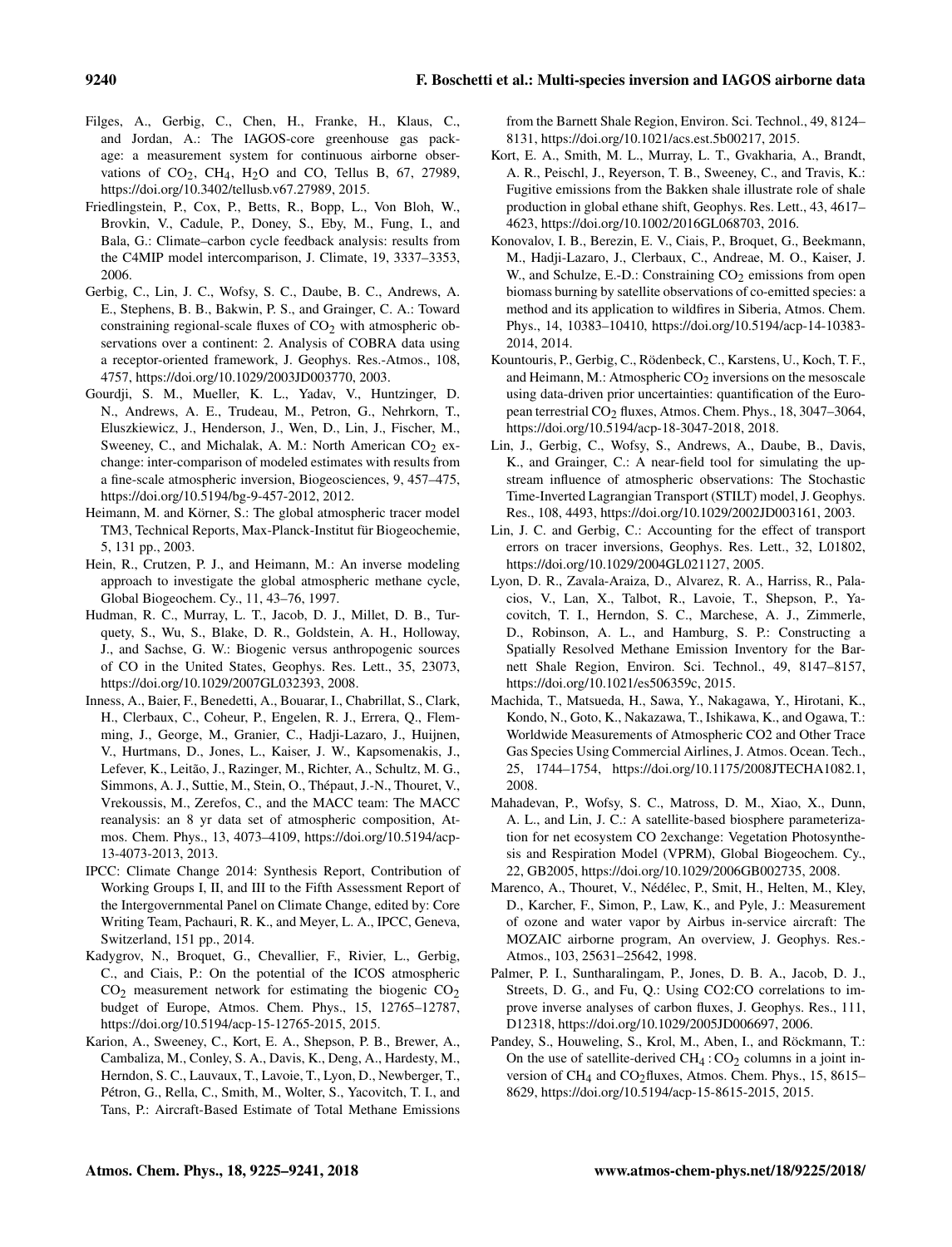Filges, A., Gerbig, C., Chen, H., Franke, H., Klaus, C., and Jordan, A.: The IAGOS-core greenhouse gas package: a measurement system for continuous airborne observations of $CO_2$, $CH_4$, $H_2O$ and CO, Tellus B, 67, 27989, https://doi.org/10.3402/tellusb.v67.27989, 2015.

Friedlingstein, P., Cox, P., Betts, R., Bopp, L., Von Bloh, W., Brovkin, V., Cadule, P., Doney, S., Eby, M., Fung, I., and Bala, G.: Climate–carbon cycle feedback analysis: results from the C4MIP model intercomparison, J. Climate, 19, 3337–3353, 2006.

Gerbig, C., Lin, J. C., Wofsy, S. C., Daube, B. C., Andrews, A. E., Stephens, B. B., Bakwin, P. S., and Grainger, C. A.: Toward constraining regional-scale fluxes of $CO_2$ with atmospheric observations over a continent: 2. Analysis of COBRA data using a receptor-oriented framework, J. Geophys. Res.-Atmos., 108, 4757, https://doi.org/10.1029/2003JD003770, 2003.

Gourdji, S. M., Mueller, K. L., Yadav, V., Huntzinger, D. N., Andrews, A. E., Trudeau, M., Petron, G., Nehrkorn, T., Eluszkiewicz, J., Henderson, J., Wen, D., Lin, J., Fischer, M., Sweeney, C., and Michalak, A. M.: North American $CO_2$ exchange: inter-comparison of modeled estimates with results from a fine-scale atmospheric inversion, Biogeosciences, 9, 457–475, https://doi.org/10.5194/bg-9-457-2012, 2012.

Heimann, M. and Körner, S.: The global atmospheric tracer model TM3, Technical Reports, Max-Planck-Institut für Biogeochemie, 5, 131 pp., 2003.

Hein, R., Crutzen, P. J., and Heimann, M.: An inverse modeling approach to investigate the global atmospheric methane cycle, Global Biogeochem. Cy., 11, 43–76, 1997.

Hudman, R. C., Murray, L. T., Jacob, D. J., Millet, D. B., Turquety, S., Wu, S., Blake, D. R., Goldstein, A. H., Holloway, J., and Sachse, G. W.: Biogenic versus anthropogenic sources of CO in the United States, Geophys. Res. Lett., 35, 23073, https://doi.org/10.1029/2007GL032393, 2008.

Inness, A., Baier, F., Benedetti, A., Bouarar, I., Chabrillat, S., Clark, H., Clerbaux, C., Coheur, P., Engelen, R. J., Errera, Q., Flemming, J., George, M., Granier, C., Hadji-Lazaro, J., Huijnen, V., Hurtmans, D., Jones, L., Kaiser, J. W., Kapsomenakis, J., Lefever, K., Leitão, J., Razinger, M., Richter, A., Schultz, M. G., Simmons, A. J., Suttie, M., Stein, O., Thépaut, J.-N., Thouret, V., Vrekoussis, M., Zerefos, C., and the MACC team: The MACC reanalysis: an 8 yr data set of atmospheric composition, Atmos. Chem. Phys., 13, 4073–4109, https://doi.org/10.5194/acp-13-4073-2013, 2013.

IPCC: Climate Change 2014: Synthesis Report, Contribution of Working Groups I, II, and III to the Fifth Assessment Report of the Intergovernmental Panel on Climate Change, edited by: Core Writing Team, Pachauri, R. K., and Meyer, L. A., IPCC, Geneva, Switzerland, 151 pp., 2014.

Kadygrov, N., Broquet, G., Chevallier, F., Rivier, L., Gerbig, C., and Ciais, P.: On the potential of the ICOS atmospheric $CO_2$ measurement network for estimating the biogenic $CO_2$ budget of Europe, Atmos. Chem. Phys., 15, 12765–12787, https://doi.org/10.5194/acp-15-12765-2015, 2015.

Karion, A., Sweeney, C., Kort, E. A., Shepson, P. B., Brewer, A., Cambaliza, M., Conley, S. A., Davis, K., Deng, A., Hardesty, M., Herndon, S. C., Lauvaux, T., Lavoie, T., Lyon, D., Newberger, T., Pétron, G., Rella, C., Smith, M., Wolter, S., Yacovitch, T. I., and Tans, P.: Aircraft-Based Estimate of Total Methane Emissions from the Barnett Shale Region, Environ. Sci. Technol., 49, 8124–8131, https://doi.org/10.1021/acs.est.5b00217, 2015.

Kort, E. A., Smith, M. L., Murray, L. T., Gvakharia, A., Brandt, A. R., Peischl, J., Reyerson, T. B., Sweeney, C., and Travis, K.: Fugitive emissions from the Bakken shale illustrate role of shale production in global ethane shift, Geophys. Res. Lett., 43, 4617–4623, https://doi.org/10.1002/2016GL068703, 2016.

Konovalov, I. B., Berezin, E. V., Ciais, P., Broquet, G., Beekmann, M., Hadji-Lazaro, J., Clerbaux, C., Andreae, M. O., Kaiser, J. W., and Schulze, E.-D.: Constraining $CO_2$ emissions from open biomass burning by satellite observations of co-emitted species: a method and its application to wildfires in Siberia, Atmos. Chem. Phys., 14, 10383–10410, https://doi.org/10.5194/acp-14-10383-2014, 2014.

Kountouris, P., Gerbig, C., Rödenbeck, C., Karstens, U., Koch, T. F., and Heimann, M.: Atmospheric $CO_2$ inversions on the mesoscale using data-driven prior uncertainties: quantification of the European terrestrial $CO_2$ fluxes, Atmos. Chem. Phys., 18, 3047–3064, https://doi.org/10.5194/acp-18-3047-2018, 2018.

Lin, J., Gerbig, C., Wofsy, S., Andrews, A., Daube, B., Davis, K., and Grainger, C.: A near-field tool for simulating the upstream influence of atmospheric observations: The Stochastic Time-Inverted Lagrangian Transport (STILT) model, J. Geophys. Res., 108, 4493, https://doi.org/10.1029/2002JD003161, 2003.

Lin, J. C. and Gerbig, C.: Accounting for the effect of transport errors on tracer inversions, Geophys. Res. Lett., 32, L01802, https://doi.org/10.1029/2004GL021127, 2005.

Lyon, D. R., Zavala-Araiza, D., Alvarez, R. A., Harriss, R., Palacios, V., Lan, X., Talbot, R., Lavoie, T., Shepson, P., Yacovitch, T. I., Herndon, S. C., Marchese, A. J., Zimmerle, D., Robinson, A. L., and Hamburg, S. P.: Constructing a Spatially Resolved Methane Emission Inventory for the Barnett Shale Region, Environ. Sci. Technol., 49, 8147–8157, https://doi.org/10.1021/es506359c, 2015.

Machida, T., Matsueda, H., Sawa, Y., Nakagawa, Y., Hirotani, K., Kondo, N., Goto, K., Nakazawa, T., Ishikawa, K., and Ogawa, T.: Worldwide Measurements of Atmospheric CO2 and Other Trace Gas Species Using Commercial Airlines, J. Atmos. Ocean. Tech., 25, 1744–1754, https://doi.org/10.1175/2008JTECHA1082.1, 2008.

Mahadevan, P., Wofsy, S. C., Matross, D. M., Xiao, X., Dunn, A. L., and Lin, J. C.: A satellite-based biosphere parameterization for net ecosystem CO 2exchange: Vegetation Photosynthesis and Respiration Model (VPRM), Global Biogeochem. Cy., 22, GB2005, https://doi.org/10.1029/2006GB002735, 2008.

Marenco, A., Thouret, V., Nédélec, P., Smit, H., Helten, M., Kley, D., Karcher, F., Simon, P., Law, K., and Pyle, J.: Measurement of ozone and water vapor by Airbus in-service aircraft: The MOZAIC airborne program, An overview, J. Geophys. Res.-Atmos., 103, 25631–25642, 1998.

Palmer, P. I., Suntharalingam, P., Jones, D. B. A., Jacob, D. J., Streets, D. G., and Fu, Q.: Using CO2:CO correlations to improve inverse analyses of carbon fluxes, J. Geophys. Res., 111, D12318, https://doi.org/10.1029/2005JD006697, 2006.

Pandey, S., Houweling, S., Krol, M., Aben, I., and Röckmann, T.: On the use of satellite-derived $CH_4 : CO_2$ columns in a joint inversion of $CH_4$ and $CO_2$fluxes, Atmos. Chem. Phys., 15, 8615–8629, https://doi.org/10.5194/acp-15-8615-2015, 2015.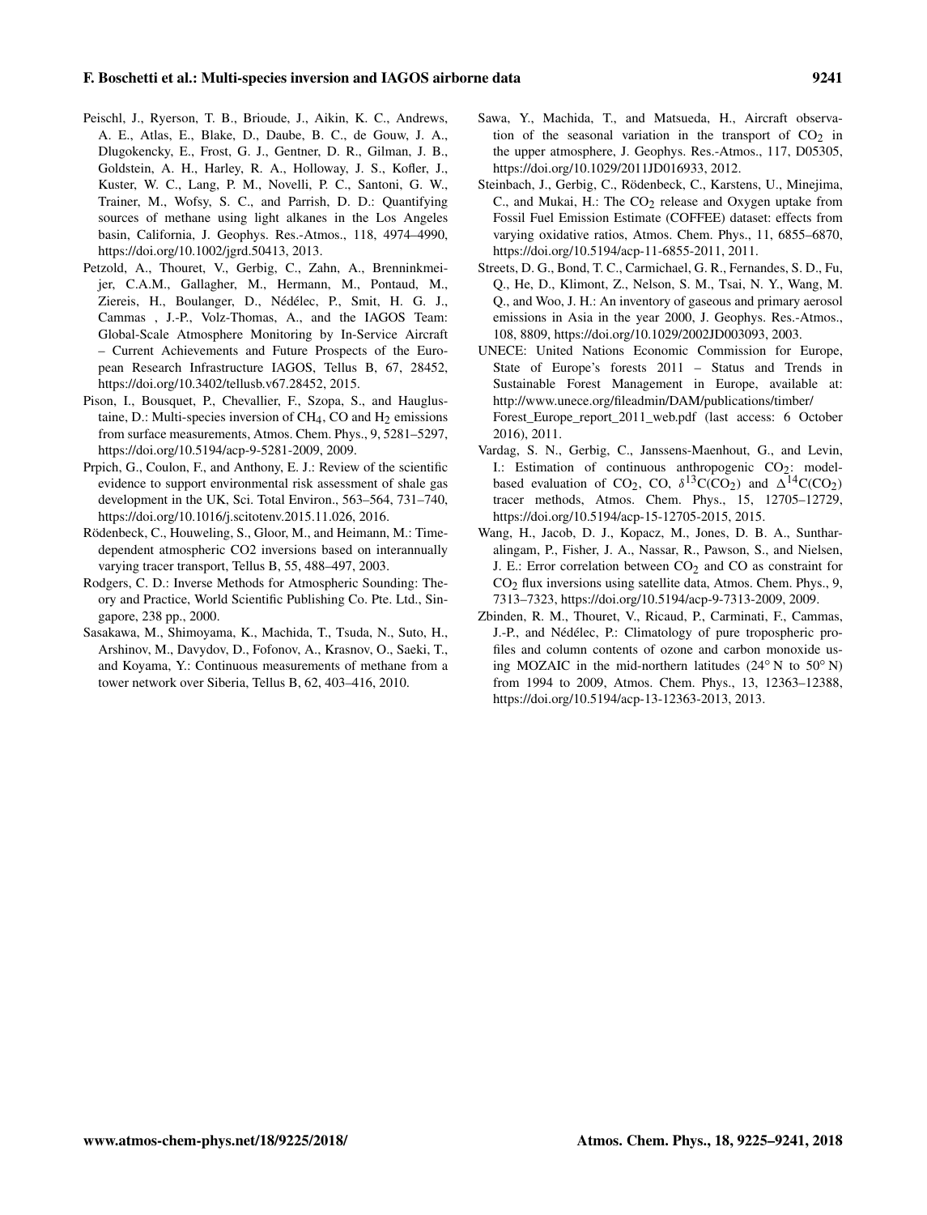Peischl, J., Ryerson, T. B., Brioude, J., Aikin, K. C., Andrews, A. E., Atlas, E., Blake, D., Daube, B. C., de Gouw, J. A., Dlugokencky, E., Frost, G. J., Gentner, D. R., Gilman, J. B., Goldstein, A. H., Harley, R. A., Holloway, J. S., Kofler, J., Kuster, W. C., Lang, P. M., Novelli, P. C., Santoni, G. W., Trainer, M., Wofsy, S. C., and Parrish, D. D.: Quantifying sources of methane using light alkanes in the Los Angeles basin, California, J. Geophys. Res.-Atmos., 118, 4974–4990, https://doi.org/10.1002/jgrd.50413, 2013.

Petzold, A., Thouret, V., Gerbig, C., Zahn, A., Brenninkmeijer, C.A.M., Gallagher, M., Hermann, M., Pontaud, M., Ziereis, H., Boulanger, D., Nédélec, P., Smit, H. G. J., Cammas , J.-P., Volz-Thomas, A., and the IAGOS Team: Global-Scale Atmosphere Monitoring by In-Service Aircraft – Current Achievements and Future Prospects of the European Research Infrastructure IAGOS, Tellus B, 67, 28452, https://doi.org/10.3402/tellusb.v67.28452, 2015.

Pison, I., Bousquet, P., Chevallier, F., Szopa, S., and Hauglustaine, D.: Multi-species inversion of $CH_4$, CO and $H_2$ emissions from surface measurements, Atmos. Chem. Phys., 9, 5281–5297, https://doi.org/10.5194/acp-9-5281-2009, 2009.

Prpich, G., Coulon, F., and Anthony, E. J.: Review of the scientific evidence to support environmental risk assessment of shale gas development in the UK, Sci. Total Environ., 563–564, 731–740, https://doi.org/10.1016/j.scitotenv.2015.11.026, 2016.

Rödenbeck, C., Houweling, S., Gloor, M., and Heimann, M.: Time-dependent atmospheric CO2 inversions based on interannually varying tracer transport, Tellus B, 55, 488–497, 2003.

Rodgers, C. D.: Inverse Methods for Atmospheric Sounding: Theory and Practice, World Scientific Publishing Co. Pte. Ltd., Singapore, 238 pp., 2000.

Sasakawa, M., Shimoyama, K., Machida, T., Tsuda, N., Suto, H., Arshinov, M., Davydov, D., Fofonov, A., Krasnov, O., Saeki, T., and Koyama, Y.: Continuous measurements of methane from a tower network over Siberia, Tellus B, 62, 403–416, 2010.

Sawa, Y., Machida, T., and Matsueda, H., Aircraft observation of the seasonal variation in the transport of $CO_2$ in the upper atmosphere, J. Geophys. Res.-Atmos., 117, D05305, https://doi.org/10.1029/2011JD016933, 2012.

Steinbach, J., Gerbig, C., Rödenbeck, C., Karstens, U., Minejima, C., and Mukai, H.: The $CO_2$ release and Oxygen uptake from Fossil Fuel Emission Estimate (COFFEE) dataset: effects from varying oxidative ratios, Atmos. Chem. Phys., 11, 6855–6870, https://doi.org/10.5194/acp-11-6855-2011, 2011.

Streets, D. G., Bond, T. C., Carmichael, G. R., Fernandes, S. D., Fu, Q., He, D., Klimont, Z., Nelson, S. M., Tsai, N. Y., Wang, M. Q., and Woo, J. H.: An inventory of gaseous and primary aerosol emissions in Asia in the year 2000, J. Geophys. Res.-Atmos., 108, 8809, https://doi.org/10.1029/2002JD003093, 2003.

UNECE: United Nations Economic Commission for Europe, State of Europe's forests 2011 – Status and Trends in Sustainable Forest Management in Europe, available at: http://www.unece.org/fileadmin/DAM/publications/timber/Forest_Europe_report_2011_web.pdf (last access: 6 October 2016), 2011.

Vardag, S. N., Gerbig, C., Janssens-Maenhout, G., and Levin, I.: Estimation of continuous anthropogenic $CO_2$: model-based evaluation of $CO_2$, CO, $\delta^{13}C(CO_2)$ and $\Delta^{14}C(CO_2)$ tracer methods, Atmos. Chem. Phys., 15, 12705–12729, https://doi.org/10.5194/acp-15-12705-2015, 2015.

Wang, H., Jacob, D. J., Kopacz, M., Jones, D. B. A., Suntharalingam, P., Fisher, J. A., Nassar, R., Pawson, S., and Nielsen, J. E.: Error correlation between $CO_2$ and CO as constraint for $CO_2$ flux inversions using satellite data, Atmos. Chem. Phys., 9, 7313–7323, https://doi.org/10.5194/acp-9-7313-2009, 2009.

Zbinden, R. M., Thouret, V., Ricaud, P., Carminati, F., Cammas, J.-P., and Nédélec, P.: Climatology of pure tropospheric profiles and column contents of ozone and carbon monoxide using MOZAIC in the mid-northern latitudes (24° N to 50° N) from 1994 to 2009, Atmos. Chem. Phys., 13, 12363–12388, https://doi.org/10.5194/acp-13-12363-2013, 2013.